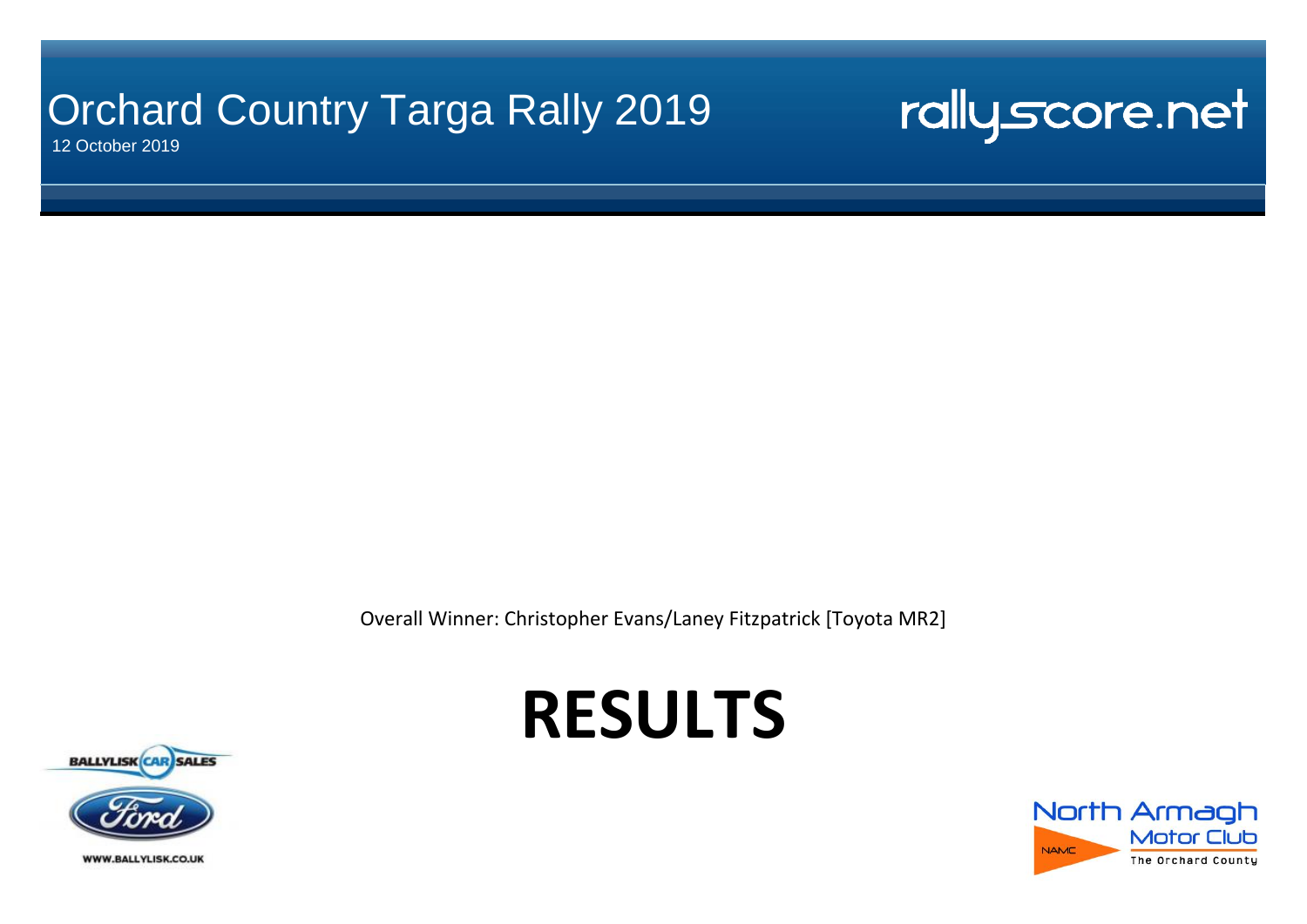# Orchard Country Targa Rally 2019

12 October 2019

rallyscore.net

Overall Winner: Christopher Evans/Laney Fitzpatrick [Toyota MR2]

# RESULTS

BALLYLISK CAR SALES

WWW.BALLYLISK.CO.UK

North Armagh Motor Club

NAMC

The Orchard County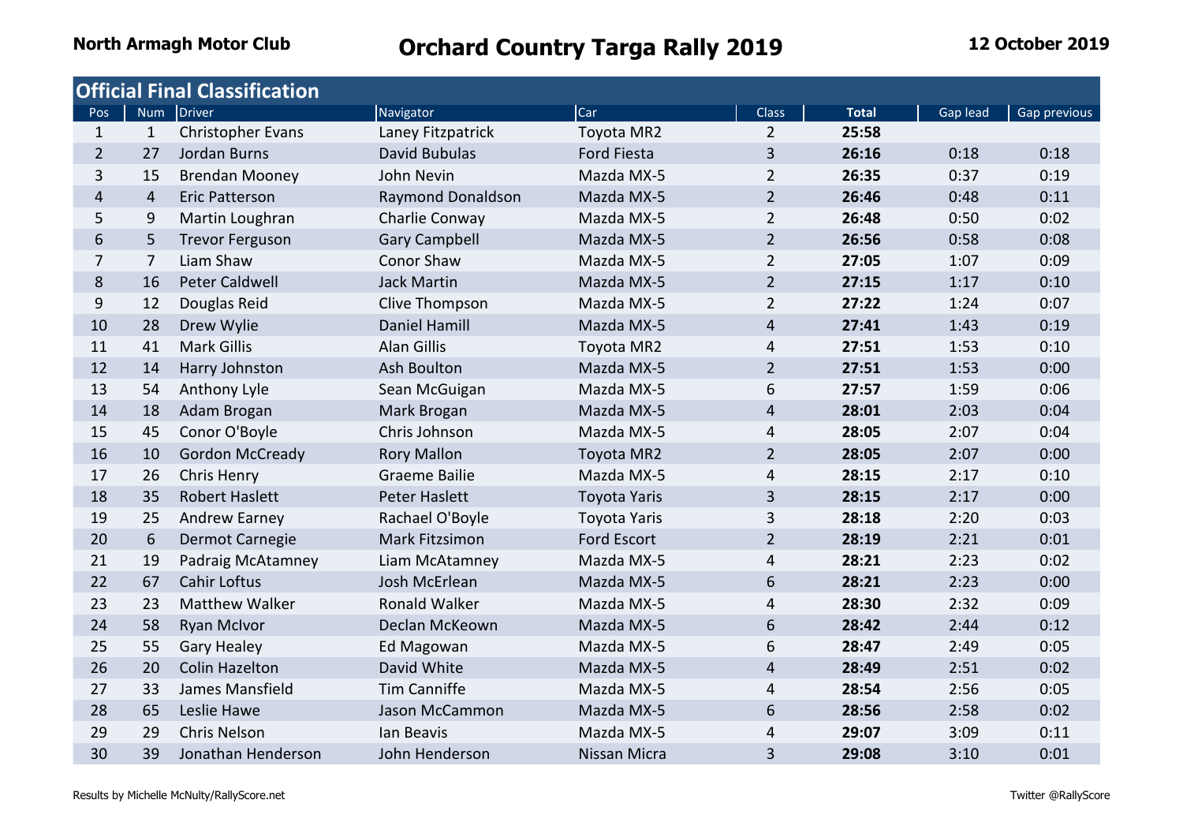**North Armagh Motor Club**

# Orchard Country Targa Rally 2019

**12 October 2019**

## Official Final Classification

| Pos | Num | Driver | Navigator | Car | Class | Total | Gap lead | Gap previous |
|---|---|---|---|---|---|---|---|---|
| 1 | 1 | Christopher Evans | Laney Fitzpatrick | Toyota MR2 | 2 | **25:58** | | |
| 2 | 27 | Jordan Burns | David Bubulas | Ford Fiesta | 3 | **26:16** | 0:18 | 0:18 |
| 3 | 15 | Brendan Mooney | John Nevin | Mazda MX-5 | 2 | **26:35** | 0:37 | 0:19 |
| 4 | 4 | Eric Patterson | Raymond Donaldson | Mazda MX-5 | 2 | **26:46** | 0:48 | 0:11 |
| 5 | 9 | Martin Loughran | Charlie Conway | Mazda MX-5 | 2 | **26:48** | 0:50 | 0:02 |
| 6 | 5 | Trevor Ferguson | Gary Campbell | Mazda MX-5 | 2 | **26:56** | 0:58 | 0:08 |
| 7 | 7 | Liam Shaw | Conor Shaw | Mazda MX-5 | 2 | **27:05** | 1:07 | 0:09 |
| 8 | 16 | Peter Caldwell | Jack Martin | Mazda MX-5 | 2 | **27:15** | 1:17 | 0:10 |
| 9 | 12 | Douglas Reid | Clive Thompson | Mazda MX-5 | 2 | **27:22** | 1:24 | 0:07 |
| 10 | 28 | Drew Wylie | Daniel Hamill | Mazda MX-5 | 4 | **27:41** | 1:43 | 0:19 |
| 11 | 41 | Mark Gillis | Alan Gillis | Toyota MR2 | 4 | **27:51** | 1:53 | 0:10 |
| 12 | 14 | Harry Johnston | Ash Boulton | Mazda MX-5 | 2 | **27:51** | 1:53 | 0:00 |
| 13 | 54 | Anthony Lyle | Sean McGuigan | Mazda MX-5 | 6 | **27:57** | 1:59 | 0:06 |
| 14 | 18 | Adam Brogan | Mark Brogan | Mazda MX-5 | 4 | **28:01** | 2:03 | 0:04 |
| 15 | 45 | Conor O'Boyle | Chris Johnson | Mazda MX-5 | 4 | **28:05** | 2:07 | 0:04 |
| 16 | 10 | Gordon McCready | Rory Mallon | Toyota MR2 | 2 | **28:05** | 2:07 | 0:00 |
| 17 | 26 | Chris Henry | Graeme Bailie | Mazda MX-5 | 4 | **28:15** | 2:17 | 0:10 |
| 18 | 35 | Robert Haslett | Peter Haslett | Toyota Yaris | 3 | **28:15** | 2:17 | 0:00 |
| 19 | 25 | Andrew Earney | Rachael O'Boyle | Toyota Yaris | 3 | **28:18** | 2:20 | 0:03 |
| 20 | 6 | Dermot Carnegie | Mark Fitzsimon | Ford Escort | 2 | **28:19** | 2:21 | 0:01 |
| 21 | 19 | Padraig McAtamney | Liam McAtamney | Mazda MX-5 | 4 | **28:21** | 2:23 | 0:02 |
| 22 | 67 | Cahir Loftus | Josh McErlean | Mazda MX-5 | 6 | **28:21** | 2:23 | 0:00 |
| 23 | 23 | Matthew Walker | Ronald Walker | Mazda MX-5 | 4 | **28:30** | 2:32 | 0:09 |
| 24 | 58 | Ryan McIvor | Declan McKeown | Mazda MX-5 | 6 | **28:42** | 2:44 | 0:12 |
| 25 | 55 | Gary Healey | Ed Magowan | Mazda MX-5 | 6 | **28:47** | 2:49 | 0:05 |
| 26 | 20 | Colin Hazelton | David White | Mazda MX-5 | 4 | **28:49** | 2:51 | 0:02 |
| 27 | 33 | James Mansfield | Tim Canniffe | Mazda MX-5 | 4 | **28:54** | 2:56 | 0:05 |
| 28 | 65 | Leslie Hawe | Jason McCammon | Mazda MX-5 | 6 | **28:56** | 2:58 | 0:02 |
| 29 | 29 | Chris Nelson | Ian Beavis | Mazda MX-5 | 4 | **29:07** | 3:09 | 0:11 |
| 30 | 39 | Jonathan Henderson | John Henderson | Nissan Micra | 3 | **29:08** | 3:10 | 0:01 |

Results by Michelle McNulty/RallyScore.net

Twitter @RallyScore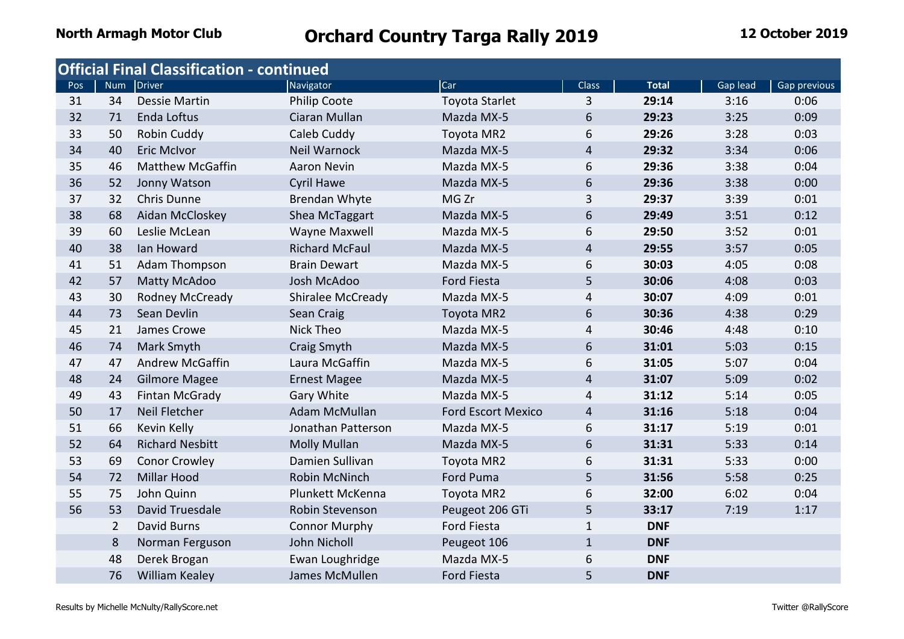North Armagh Motor Club

# Orchard Country Targa Rally 2019

12 October 2019

## Official Final Classification - continued

| Pos | Num | Driver | Navigator | Car | Class | Total | Gap lead | Gap previous |
|---|---|---|---|---|---|---|---|---|
| 31 | 34 | Dessie Martin | Philip Coote | Toyota Starlet | 3 | **29:14** | 3:16 | 0:06 |
| 32 | 71 | Enda Loftus | Ciaran Mullan | Mazda MX-5 | 6 | **29:23** | 3:25 | 0:09 |
| 33 | 50 | Robin Cuddy | Caleb Cuddy | Toyota MR2 | 6 | **29:26** | 3:28 | 0:03 |
| 34 | 40 | Eric McIvor | Neil Warnock | Mazda MX-5 | 4 | **29:32** | 3:34 | 0:06 |
| 35 | 46 | Matthew McGaffin | Aaron Nevin | Mazda MX-5 | 6 | **29:36** | 3:38 | 0:04 |
| 36 | 52 | Jonny Watson | Cyril Hawe | Mazda MX-5 | 6 | **29:36** | 3:38 | 0:00 |
| 37 | 32 | Chris Dunne | Brendan Whyte | MG Zr | 3 | **29:37** | 3:39 | 0:01 |
| 38 | 68 | Aidan McCloskey | Shea McTaggart | Mazda MX-5 | 6 | **29:49** | 3:51 | 0:12 |
| 39 | 60 | Leslie McLean | Wayne Maxwell | Mazda MX-5 | 6 | **29:50** | 3:52 | 0:01 |
| 40 | 38 | Ian Howard | Richard McFaul | Mazda MX-5 | 4 | **29:55** | 3:57 | 0:05 |
| 41 | 51 | Adam Thompson | Brain Dewart | Mazda MX-5 | 6 | **30:03** | 4:05 | 0:08 |
| 42 | 57 | Matty McAdoo | Josh McAdoo | Ford Fiesta | 5 | **30:06** | 4:08 | 0:03 |
| 43 | 30 | Rodney McCready | Shiralee McCready | Mazda MX-5 | 4 | **30:07** | 4:09 | 0:01 |
| 44 | 73 | Sean Devlin | Sean Craig | Toyota MR2 | 6 | **30:36** | 4:38 | 0:29 |
| 45 | 21 | James Crowe | Nick Theo | Mazda MX-5 | 4 | **30:46** | 4:48 | 0:10 |
| 46 | 74 | Mark Smyth | Craig Smyth | Mazda MX-5 | 6 | **31:01** | 5:03 | 0:15 |
| 47 | 47 | Andrew McGaffin | Laura McGaffin | Mazda MX-5 | 6 | **31:05** | 5:07 | 0:04 |
| 48 | 24 | Gilmore Magee | Ernest Magee | Mazda MX-5 | 4 | **31:07** | 5:09 | 0:02 |
| 49 | 43 | Fintan McGrady | Gary White | Mazda MX-5 | 4 | **31:12** | 5:14 | 0:05 |
| 50 | 17 | Neil Fletcher | Adam McMullan | Ford Escort Mexico | 4 | **31:16** | 5:18 | 0:04 |
| 51 | 66 | Kevin Kelly | Jonathan Patterson | Mazda MX-5 | 6 | **31:17** | 5:19 | 0:01 |
| 52 | 64 | Richard Nesbitt | Molly Mullan | Mazda MX-5 | 6 | **31:31** | 5:33 | 0:14 |
| 53 | 69 | Conor Crowley | Damien Sullivan | Toyota MR2 | 6 | **31:31** | 5:33 | 0:00 |
| 54 | 72 | Millar Hood | Robin McNinch | Ford Puma | 5 | **31:56** | 5:58 | 0:25 |
| 55 | 75 | John Quinn | Plunkett McKenna | Toyota MR2 | 6 | **32:00** | 6:02 | 0:04 |
| 56 | 53 | David Truesdale | Robin Stevenson | Peugeot 206 GTi | 5 | **33:17** | 7:19 | 1:17 |
| | 2 | David Burns | Connor Murphy | Ford Fiesta | 1 | **DNF** | | |
| | 8 | Norman Ferguson | John Nicholl | Peugeot 106 | 1 | **DNF** | | |
| | 48 | Derek Brogan | Ewan Loughridge | Mazda MX-5 | 6 | **DNF** | | |
| | 76 | William Kealey | James McMullen | Ford Fiesta | 5 | **DNF** | | |

Results by Michelle McNulty/RallyScore.net

Twitter @RallyScore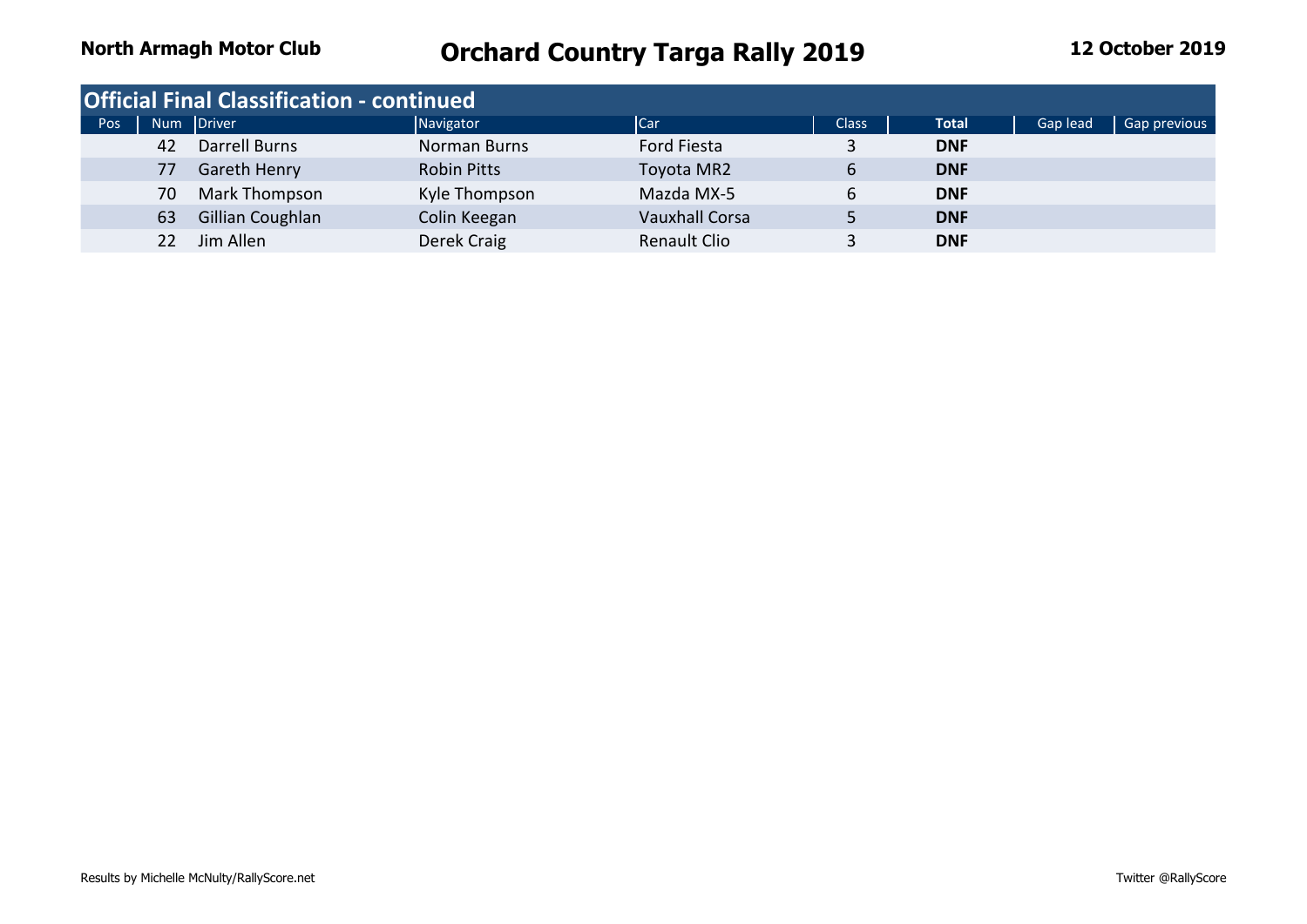## Official Final Classification - continued

| Pos | Num | Driver | Navigator | Car | Class | Total | Gap lead | Gap previous |
|---|---|---|---|---|---|---|---|---|
| | 42 | Darrell Burns | Norman Burns | Ford Fiesta | 3 | **DNF** | | |
| | 77 | Gareth Henry | Robin Pitts | Toyota MR2 | 6 | **DNF** | | |
| | 70 | Mark Thompson | Kyle Thompson | Mazda MX-5 | 6 | **DNF** | | |
| | 63 | Gillian Coughlan | Colin Keegan | Vauxhall Corsa | 5 | **DNF** | | |
| | 22 | Jim Allen | Derek Craig | Renault Clio | 3 | **DNF** | | |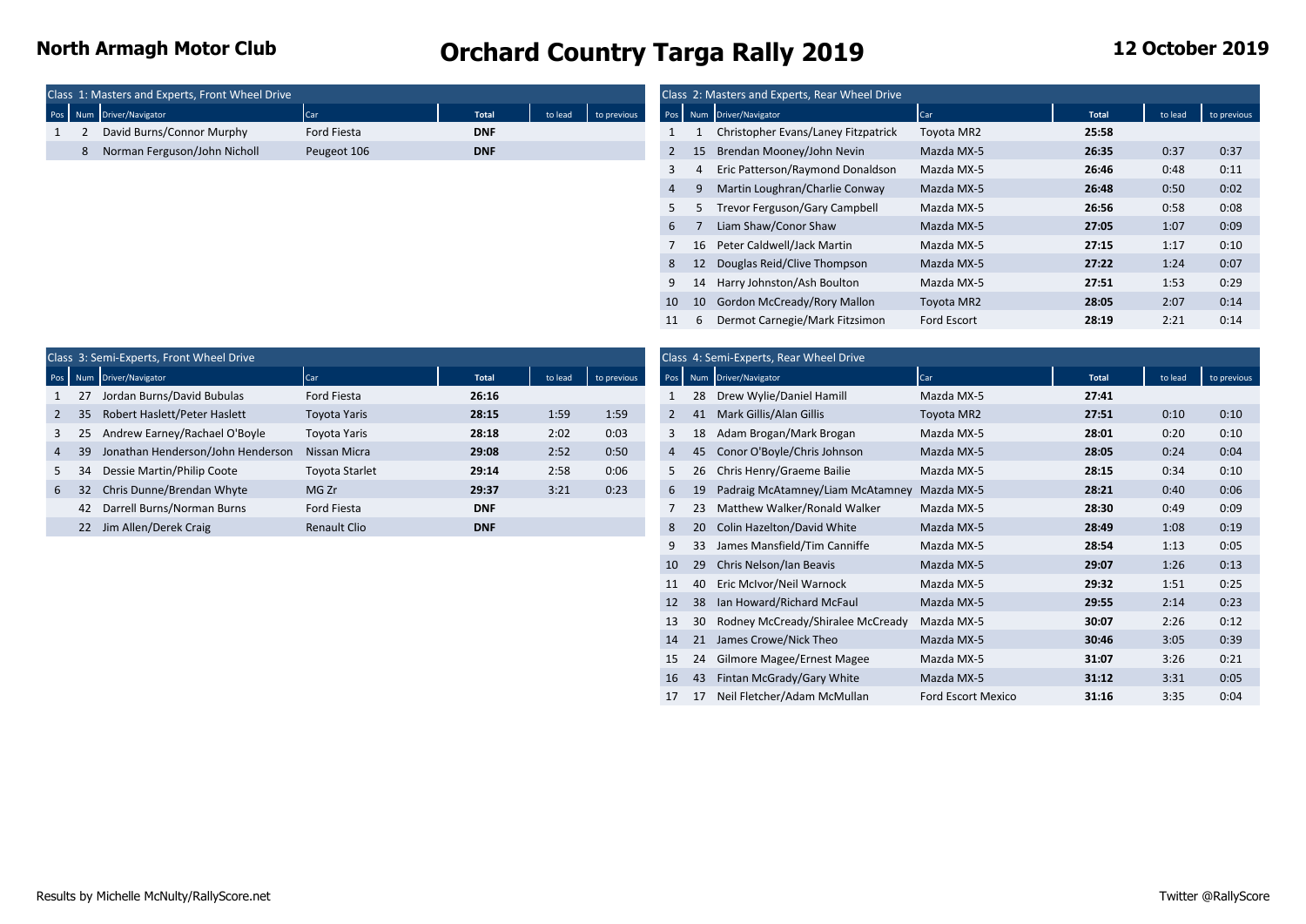North Armagh Motor Club

# Orchard Country Targa Rally 2019

12 October 2019

## Class 1: Masters and Experts, Front Wheel Drive

| Pos | Num | Driver/Navigator | Car | Total | to lead | to previous |
|---|---|---|---|---|---|---|
| 1 | 2 | David Burns/Connor Murphy | Ford Fiesta | **DNF** | | |
| | 8 | Norman Ferguson/John Nicholl | Peugeot 106 | **DNF** | | |

## Class 2: Masters and Experts, Rear Wheel Drive

| Pos | Num | Driver/Navigator | Car | Total | to lead | to previous |
|---|---|---|---|---|---|---|
| 1 | 1 | Christopher Evans/Laney Fitzpatrick | Toyota MR2 | **25:58** | | |
| 2 | 15 | Brendan Mooney/John Nevin | Mazda MX-5 | **26:35** | 0:37 | 0:37 |
| 3 | 4 | Eric Patterson/Raymond Donaldson | Mazda MX-5 | **26:46** | 0:48 | 0:11 |
| 4 | 9 | Martin Loughran/Charlie Conway | Mazda MX-5 | **26:48** | 0:50 | 0:02 |
| 5 | 5 | Trevor Ferguson/Gary Campbell | Mazda MX-5 | **26:56** | 0:58 | 0:08 |
| 6 | 7 | Liam Shaw/Conor Shaw | Mazda MX-5 | **27:05** | 1:07 | 0:09 |
| 7 | 16 | Peter Caldwell/Jack Martin | Mazda MX-5 | **27:15** | 1:17 | 0:10 |
| 8 | 12 | Douglas Reid/Clive Thompson | Mazda MX-5 | **27:22** | 1:24 | 0:07 |
| 9 | 14 | Harry Johnston/Ash Boulton | Mazda MX-5 | **27:51** | 1:53 | 0:29 |
| 10 | 10 | Gordon McCready/Rory Mallon | Toyota MR2 | **28:05** | 2:07 | 0:14 |
| 11 | 6 | Dermot Carnegie/Mark Fitzsimon | Ford Escort | **28:19** | 2:21 | 0:14 |

## Class 3: Semi-Experts, Front Wheel Drive

| Pos | Num | Driver/Navigator | Car | Total | to lead | to previous |
|---|---|---|---|---|---|---|
| 1 | 27 | Jordan Burns/David Bubulas | Ford Fiesta | **26:16** | | |
| 2 | 35 | Robert Haslett/Peter Haslett | Toyota Yaris | **28:15** | 1:59 | 1:59 |
| 3 | 25 | Andrew Earney/Rachael O'Boyle | Toyota Yaris | **28:18** | 2:02 | 0:03 |
| 4 | 39 | Jonathan Henderson/John Henderson | Nissan Micra | **29:08** | 2:52 | 0:50 |
| 5 | 34 | Dessie Martin/Philip Coote | Toyota Starlet | **29:14** | 2:58 | 0:06 |
| 6 | 32 | Chris Dunne/Brendan Whyte | MG Zr | **29:37** | 3:21 | 0:23 |
| | 42 | Darrell Burns/Norman Burns | Ford Fiesta | **DNF** | | |
| | 22 | Jim Allen/Derek Craig | Renault Clio | **DNF** | | |

## Class 4: Semi-Experts, Rear Wheel Drive

| Pos | Num | Driver/Navigator | Car | Total | to lead | to previous |
|---|---|---|---|---|---|---|
| 1 | 28 | Drew Wylie/Daniel Hamill | Mazda MX-5 | **27:41** | | |
| 2 | 41 | Mark Gillis/Alan Gillis | Toyota MR2 | **27:51** | 0:10 | 0:10 |
| 3 | 18 | Adam Brogan/Mark Brogan | Mazda MX-5 | **28:01** | 0:20 | 0:10 |
| 4 | 45 | Conor O'Boyle/Chris Johnson | Mazda MX-5 | **28:05** | 0:24 | 0:04 |
| 5 | 26 | Chris Henry/Graeme Bailie | Mazda MX-5 | **28:15** | 0:34 | 0:10 |
| 6 | 19 | Padraig McAtamney/Liam McAtamney | Mazda MX-5 | **28:21** | 0:40 | 0:06 |
| 7 | 23 | Matthew Walker/Ronald Walker | Mazda MX-5 | **28:30** | 0:49 | 0:09 |
| 8 | 20 | Colin Hazelton/David White | Mazda MX-5 | **28:49** | 1:08 | 0:19 |
| 9 | 33 | James Mansfield/Tim Canniffe | Mazda MX-5 | **28:54** | 1:13 | 0:05 |
| 10 | 29 | Chris Nelson/Ian Beavis | Mazda MX-5 | **29:07** | 1:26 | 0:13 |
| 11 | 40 | Eric McIvor/Neil Warnock | Mazda MX-5 | **29:32** | 1:51 | 0:25 |
| 12 | 38 | Ian Howard/Richard McFaul | Mazda MX-5 | **29:55** | 2:14 | 0:23 |
| 13 | 30 | Rodney McCready/Shiralee McCready | Mazda MX-5 | **30:07** | 2:26 | 0:12 |
| 14 | 21 | James Crowe/Nick Theo | Mazda MX-5 | **30:46** | 3:05 | 0:39 |
| 15 | 24 | Gilmore Magee/Ernest Magee | Mazda MX-5 | **31:07** | 3:26 | 0:21 |
| 16 | 43 | Fintan McGrady/Gary White | Mazda MX-5 | **31:12** | 3:31 | 0:05 |
| 17 | 17 | Neil Fletcher/Adam McMullan | Ford Escort Mexico | **31:16** | 3:35 | 0:04 |

Results by Michelle McNulty/RallyScore.net

Twitter @RallyScore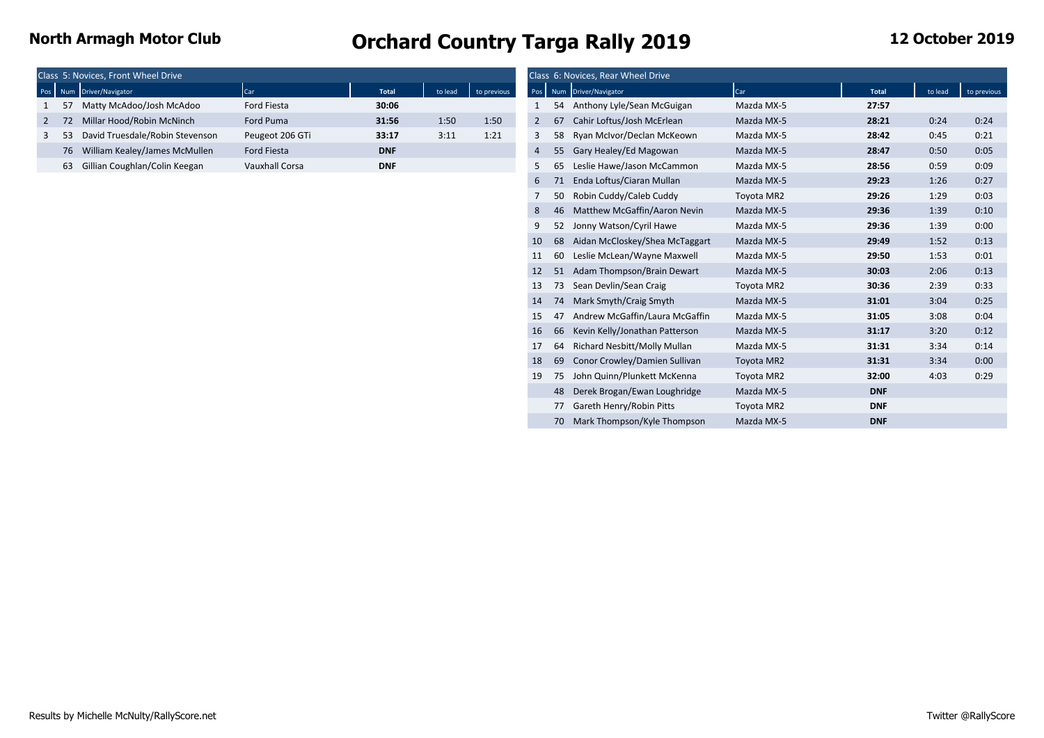# Orchard Country Targa Rally 2019

**North Armagh Motor Club**

**12 October 2019**

## Class 5: Novices, Front Wheel Drive

| Pos | Num | Driver/Navigator | Car | Total | to lead | to previous |
|---|---|---|---|---|---|---|
| 1 | 57 | Matty McAdoo/Josh McAdoo | Ford Fiesta | **30:06** | | |
| 2 | 72 | Millar Hood/Robin McNinch | Ford Puma | **31:56** | 1:50 | 1:50 |
| 3 | 53 | David Truesdale/Robin Stevenson | Peugeot 206 GTi | **33:17** | 3:11 | 1:21 |
| | 76 | William Kealey/James McMullen | Ford Fiesta | **DNF** | | |
| | 63 | Gillian Coughlan/Colin Keegan | Vauxhall Corsa | **DNF** | | |

## Class 6: Novices, Rear Wheel Drive

| Pos | Num | Driver/Navigator | Car | Total | to lead | to previous |
|---|---|---|---|---|---|---|
| 1 | 54 | Anthony Lyle/Sean McGuigan | Mazda MX-5 | **27:57** | | |
| 2 | 67 | Cahir Loftus/Josh McErlean | Mazda MX-5 | **28:21** | 0:24 | 0:24 |
| 3 | 58 | Ryan McIvor/Declan McKeown | Mazda MX-5 | **28:42** | 0:45 | 0:21 |
| 4 | 55 | Gary Healey/Ed Magowan | Mazda MX-5 | **28:47** | 0:50 | 0:05 |
| 5 | 65 | Leslie Hawe/Jason McCammon | Mazda MX-5 | **28:56** | 0:59 | 0:09 |
| 6 | 71 | Enda Loftus/Ciaran Mullan | Mazda MX-5 | **29:23** | 1:26 | 0:27 |
| 7 | 50 | Robin Cuddy/Caleb Cuddy | Toyota MR2 | **29:26** | 1:29 | 0:03 |
| 8 | 46 | Matthew McGaffin/Aaron Nevin | Mazda MX-5 | **29:36** | 1:39 | 0:10 |
| 9 | 52 | Jonny Watson/Cyril Hawe | Mazda MX-5 | **29:36** | 1:39 | 0:00 |
| 10 | 68 | Aidan McCloskey/Shea McTaggart | Mazda MX-5 | **29:49** | 1:52 | 0:13 |
| 11 | 60 | Leslie McLean/Wayne Maxwell | Mazda MX-5 | **29:50** | 1:53 | 0:01 |
| 12 | 51 | Adam Thompson/Brain Dewart | Mazda MX-5 | **30:03** | 2:06 | 0:13 |
| 13 | 73 | Sean Devlin/Sean Craig | Toyota MR2 | **30:36** | 2:39 | 0:33 |
| 14 | 74 | Mark Smyth/Craig Smyth | Mazda MX-5 | **31:01** | 3:04 | 0:25 |
| 15 | 47 | Andrew McGaffin/Laura McGaffin | Mazda MX-5 | **31:05** | 3:08 | 0:04 |
| 16 | 66 | Kevin Kelly/Jonathan Patterson | Mazda MX-5 | **31:17** | 3:20 | 0:12 |
| 17 | 64 | Richard Nesbitt/Molly Mullan | Mazda MX-5 | **31:31** | 3:34 | 0:14 |
| 18 | 69 | Conor Crowley/Damien Sullivan | Toyota MR2 | **31:31** | 3:34 | 0:00 |
| 19 | 75 | John Quinn/Plunkett McKenna | Toyota MR2 | **32:00** | 4:03 | 0:29 |
| | 48 | Derek Brogan/Ewan Loughridge | Mazda MX-5 | **DNF** | | |
| | 77 | Gareth Henry/Robin Pitts | Toyota MR2 | **DNF** | | |
| | 70 | Mark Thompson/Kyle Thompson | Mazda MX-5 | **DNF** | | |

Results by Michelle McNulty/RallyScore.net

Twitter @RallyScore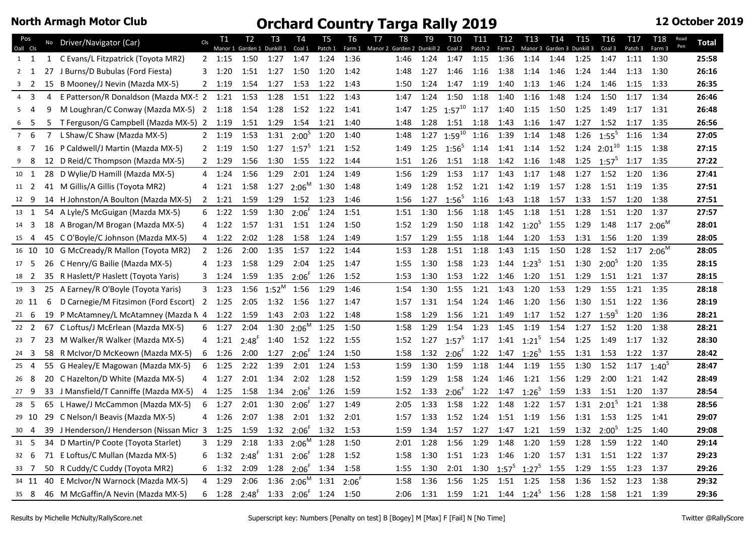**North Armagh Motor Club**

# Orchard Country Targa Rally 2019

**12 October 2019**

| Pos Oall | Pos Cls | No | Driver/Navigator (Car) | Cls | T1 Manor 1 | T2 Garden 1 | T3 Dunkill 1 | T4 Coal 1 | T5 Patch 1 | T6 Farm 1 | T7 Manor 2 | T8 Garden 2 | T9 Dunkill 2 | T10 Coal 2 | T11 Patch 2 | T12 Farm 2 | T13 Manor 3 | T14 Garden 3 | T15 Dunkill 3 | T16 Coal 3 | T17 Patch 3 | T18 Farm 3 | Road Pen | Total |
|---|---|---|---|---|---|---|---|---|---|---|---|---|---|---|---|---|---|---|---|---|---|---|---|---|
| 1 | 1 | 1 | C Evans/L Fitzpatrick (Toyota MR2) | 2 | 1:15 | 1:50 | 1:27 | 1:47 | 1:24 | 1:36 | | 1:46 | 1:24 | 1:47 | 1:15 | 1:36 | 1:14 | 1:44 | 1:25 | 1:47 | 1:11 | 1:30 | | **25:58** |
| 2 | 1 | 27 | J Burns/D Bubulas (Ford Fiesta) | 3 | 1:20 | 1:51 | 1:27 | 1:50 | 1:20 | 1:42 | | 1:48 | 1:27 | 1:46 | 1:16 | 1:38 | 1:14 | 1:46 | 1:24 | 1:44 | 1:13 | 1:30 | | **26:16** |
| 3 | 2 | 15 | B Mooney/J Nevin (Mazda MX-5) | 2 | 1:19 | 1:54 | 1:27 | 1:53 | 1:22 | 1:43 | | 1:50 | 1:24 | 1:47 | 1:19 | 1:40 | 1:13 | 1:46 | 1:24 | 1:46 | 1:15 | 1:33 | | **26:35** |
| 4 | 3 | 4 | E Patterson/R Donaldson (Mazda MX-5 | 2 | 1:21 | 1:53 | 1:28 | 1:51 | 1:22 | 1:43 | | 1:47 | 1:24 | 1:50 | 1:18 | 1:40 | 1:16 | 1:48 | 1:24 | 1:50 | 1:17 | 1:34 | | **26:46** |
| 5 | 4 | 9 | M Loughran/C Conway (Mazda MX-5) | 2 | 1:18 | 1:54 | 1:28 | 1:52 | 1:22 | 1:41 | | 1:47 | 1:25 | 1:57 [10] | 1:17 | 1:40 | 1:15 | 1:50 | 1:25 | 1:49 | 1:17 | 1:31 | | **26:48** |
| 6 | 5 | 5 | T Ferguson/G Campbell (Mazda MX-5) | 2 | 1:19 | 1:51 | 1:29 | 1:54 | 1:21 | 1:40 | | 1:48 | 1:28 | 1:51 | 1:18 | 1:43 | 1:16 | 1:47 | 1:27 | 1:52 | 1:17 | 1:35 | | **26:56** |
| 7 | 6 | 7 | L Shaw/C Shaw (Mazda MX-5) | 2 | 1:19 | 1:53 | 1:31 | 2:00 [5] | 1:20 | 1:40 | | 1:48 | 1:27 | 1:59 [10] | 1:16 | 1:39 | 1:14 | 1:48 | 1:26 | 1:55 [5] | 1:16 | 1:34 | | **27:05** |
| 8 | 7 | 16 | P Caldwell/J Martin (Mazda MX-5) | 2 | 1:19 | 1:50 | 1:27 | 1:57 [5] | 1:21 | 1:52 | | 1:49 | 1:25 | 1:56 [5] | 1:14 | 1:41 | 1:14 | 1:52 | 1:24 | 2:01 [10] | 1:15 | 1:38 | | **27:15** |
| 9 | 8 | 12 | D Reid/C Thompson (Mazda MX-5) | 2 | 1:29 | 1:56 | 1:30 | 1:55 | 1:22 | 1:44 | | 1:51 | 1:26 | 1:51 | 1:18 | 1:42 | 1:16 | 1:48 | 1:25 | 1:57 [5] | 1:17 | 1:35 | | **27:22** |
| 10 | 1 | 28 | D Wylie/D Hamill (Mazda MX-5) | 4 | 1:24 | 1:56 | 1:29 | 2:01 | 1:24 | 1:49 | | 1:56 | 1:29 | 1:53 | 1:17 | 1:43 | 1:17 | 1:48 | 1:27 | 1:52 | 1:20 | 1:36 | | **27:41** |
| 11 | 2 | 41 | M Gillis/A Gillis (Toyota MR2) | 4 | 1:21 | 1:58 | 1:27 | 2:06 [M] | 1:30 | 1:48 | | 1:49 | 1:28 | 1:52 | 1:21 | 1:42 | 1:19 | 1:57 | 1:28 | 1:51 | 1:19 | 1:35 | | **27:51** |
| 12 | 9 | 14 | H Johnston/A Boulton (Mazda MX-5) | 2 | 1:21 | 1:59 | 1:29 | 1:52 | 1:23 | 1:46 | | 1:56 | 1:27 | 1:56 [5] | 1:16 | 1:43 | 1:18 | 1:57 | 1:33 | 1:57 | 1:20 | 1:38 | | **27:51** |
| 13 | 1 | 54 | A Lyle/S McGuigan (Mazda MX-5) | 6 | 1:22 | 1:59 | 1:30 | 2:06 [F] | 1:24 | 1:51 | | 1:51 | 1:30 | 1:56 | 1:18 | 1:45 | 1:18 | 1:51 | 1:28 | 1:51 | 1:20 | 1:37 | | **27:57** |
| 14 | 3 | 18 | A Brogan/M Brogan (Mazda MX-5) | 4 | 1:22 | 1:57 | 1:31 | 1:51 | 1:24 | 1:50 | | 1:52 | 1:29 | 1:50 | 1:18 | 1:42 | 1:20 [5] | 1:55 | 1:29 | 1:48 | 1:17 | 2:06 [M] | | **28:01** |
| 15 | 4 | 45 | C O'Boyle/C Johnson (Mazda MX-5) | 4 | 1:22 | 2:02 | 1:28 | 1:58 | 1:24 | 1:49 | | 1:57 | 1:29 | 1:55 | 1:18 | 1:44 | 1:20 | 1:53 | 1:31 | 1:56 | 1:20 | 1:39 | | **28:05** |
| 16 | 10 | 10 | G McCready/R Mallon (Toyota MR2) | 2 | 1:26 | 2:00 | 1:35 | 1:57 | 1:22 | 1:44 | | 1:53 | 1:28 | 1:51 | 1:18 | 1:43 | 1:15 | 1:50 | 1:28 | 1:52 | 1:17 | 2:06 [M] | | **28:05** |
| 17 | 5 | 26 | C Henry/G Bailie (Mazda MX-5) | 4 | 1:23 | 1:58 | 1:29 | 2:04 | 1:25 | 1:47 | | 1:55 | 1:30 | 1:58 | 1:23 | 1:44 | 1:23 [5] | 1:51 | 1:30 | 2:00 [5] | 1:20 | 1:35 | | **28:15** |
| 18 | 2 | 35 | R Haslett/P Haslett (Toyota Yaris) | 3 | 1:24 | 1:59 | 1:35 | 2:06 [F] | 1:26 | 1:52 | | 1:53 | 1:30 | 1:53 | 1:22 | 1:46 | 1:20 | 1:51 | 1:29 | 1:51 | 1:21 | 1:37 | | **28:15** |
| 19 | 3 | 25 | A Earney/R O'Boyle (Toyota Yaris) | 3 | 1:23 | 1:56 | 1:52 [M] | 1:56 | 1:29 | 1:46 | | 1:54 | 1:30 | 1:55 | 1:21 | 1:43 | 1:20 | 1:53 | 1:29 | 1:55 | 1:21 | 1:35 | | **28:18** |
| 20 | 11 | 6 | D Carnegie/M Fitzsimon (Ford Escort) | 2 | 1:25 | 2:05 | 1:32 | 1:56 | 1:27 | 1:47 | | 1:57 | 1:31 | 1:54 | 1:24 | 1:46 | 1:20 | 1:56 | 1:30 | 1:51 | 1:22 | 1:36 | | **28:19** |
| 21 | 6 | 19 | P McAtamney/L McAtamney (Mazda M | 4 | 1:22 | 1:59 | 1:43 | 2:03 | 1:22 | 1:48 | | 1:58 | 1:29 | 1:56 | 1:21 | 1:49 | 1:17 | 1:52 | 1:27 | 1:59 [5] | 1:20 | 1:36 | | **28:21** |
| 22 | 2 | 67 | C Loftus/J McErlean (Mazda MX-5) | 6 | 1:27 | 2:04 | 1:30 | 2:06 [M] | 1:25 | 1:50 | | 1:58 | 1:29 | 1:54 | 1:23 | 1:45 | 1:19 | 1:54 | 1:27 | 1:52 | 1:20 | 1:38 | | **28:21** |
| 23 | 7 | 23 | M Walker/R Walker (Mazda MX-5) | 4 | 1:21 | 2:48 [F] | 1:40 | 1:52 | 1:22 | 1:55 | | 1:52 | 1:27 | 1:57 [5] | 1:17 | 1:41 | 1:21 [5] | 1:54 | 1:25 | 1:49 | 1:17 | 1:32 | | **28:30** |
| 24 | 3 | 58 | R McIvor/D McKeown (Mazda MX-5) | 6 | 1:26 | 2:00 | 1:27 | 2:06 [F] | 1:24 | 1:50 | | 1:58 | 1:32 | 2:06 [F] | 1:22 | 1:47 | 1:26 [5] | 1:55 | 1:31 | 1:53 | 1:22 | 1:37 | | **28:42** |
| 25 | 4 | 55 | G Healey/E Magowan (Mazda MX-5) | 6 | 1:25 | 2:22 | 1:39 | 2:01 | 1:24 | 1:53 | | 1:59 | 1:30 | 1:59 | 1:18 | 1:44 | 1:19 | 1:55 | 1:30 | 1:52 | 1:17 | 1:40 [5] | | **28:47** |
| 26 | 8 | 20 | C Hazelton/D White (Mazda MX-5) | 4 | 1:27 | 2:01 | 1:34 | 2:02 | 1:28 | 1:52 | | 1:59 | 1:29 | 1:58 | 1:24 | 1:46 | 1:21 | 1:56 | 1:29 | 2:00 | 1:21 | 1:42 | | **28:49** |
| 27 | 9 | 33 | J Mansfield/T Canniffe (Mazda MX-5) | 4 | 1:25 | 1:58 | 1:34 | 2:06 [F] | 1:26 | 1:59 | | 1:52 | 1:33 | 2:06 [F] | 1:22 | 1:47 | 1:26 [5] | 1:59 | 1:33 | 1:51 | 1:20 | 1:37 | | **28:54** |
| 28 | 5 | 65 | L Hawe/J McCammon (Mazda MX-5) | 6 | 1:27 | 2:01 | 1:30 | 2:06 [F] | 1:27 | 1:49 | | 2:05 | 1:33 | 1:58 | 1:22 | 1:48 | 1:22 | 1:57 | 1:31 | 2:01 [5] | 1:21 | 1:38 | | **28:56** |
| 29 | 10 | 29 | C Nelson/I Beavis (Mazda MX-5) | 4 | 1:26 | 2:07 | 1:38 | 2:01 | 1:32 | 2:01 | | 1:57 | 1:33 | 1:52 | 1:24 | 1:51 | 1:19 | 1:56 | 1:31 | 1:53 | 1:25 | 1:41 | | **29:07** |
| 30 | 4 | 39 | J Henderson/J Henderson (Nissan Micr | 3 | 1:25 | 1:59 | 1:32 | 2:06 [F] | 1:32 | 1:53 | | 1:59 | 1:34 | 1:57 | 1:27 | 1:47 | 1:21 | 1:59 | 1:32 | 2:00 [5] | 1:25 | 1:40 | | **29:08** |
| 31 | 5 | 34 | D Martin/P Coote (Toyota Starlet) | 3 | 1:29 | 2:18 | 1:33 | 2:06 [M] | 1:28 | 1:50 | | 2:01 | 1:28 | 1:56 | 1:29 | 1:48 | 1:20 | 1:59 | 1:28 | 1:59 | 1:22 | 1:40 | | **29:14** |
| 32 | 6 | 71 | E Loftus/C Mullan (Mazda MX-5) | 6 | 1:32 | 2:48 [F] | 1:31 | 2:06 [F] | 1:28 | 1:52 | | 1:58 | 1:30 | 1:51 | 1:23 | 1:46 | 1:20 | 1:57 | 1:31 | 1:51 | 1:22 | 1:37 | | **29:23** |
| 33 | 7 | 50 | R Cuddy/C Cuddy (Toyota MR2) | 6 | 1:32 | 2:09 | 1:28 | 2:06 [F] | 1:34 | 1:58 | | 1:55 | 1:30 | 2:01 | 1:30 | 1:57 [5] | 1:27 [5] | 1:55 | 1:29 | 1:55 | 1:23 | 1:37 | | **29:26** |
| 34 | 11 | 40 | E McIvor/N Warnock (Mazda MX-5) | 4 | 1:29 | 2:06 | 1:36 | 2:06 [M] | 1:31 | 2:06 [F] | | 1:58 | 1:36 | 1:56 | 1:25 | 1:51 | 1:25 | 1:58 | 1:36 | 1:52 | 1:23 | 1:38 | | **29:32** |
| 35 | 8 | 46 | M McGaffin/A Nevin (Mazda MX-5) | 6 | 1:28 | 2:48 [F] | 1:33 | 2:06 [F] | 1:24 | 1:50 | | 2:06 | 1:31 | 1:59 | 1:21 | 1:44 | 1:24 [5] | 1:56 | 1:28 | 1:58 | 1:21 | 1:39 | | **29:36** |

Results by Michelle McNulty/RallyScore.net

Superscript key: Numbers [Penalty on test] B [Bogey] M [Max] F [Fail] N [No Time]

Twitter @RallyScore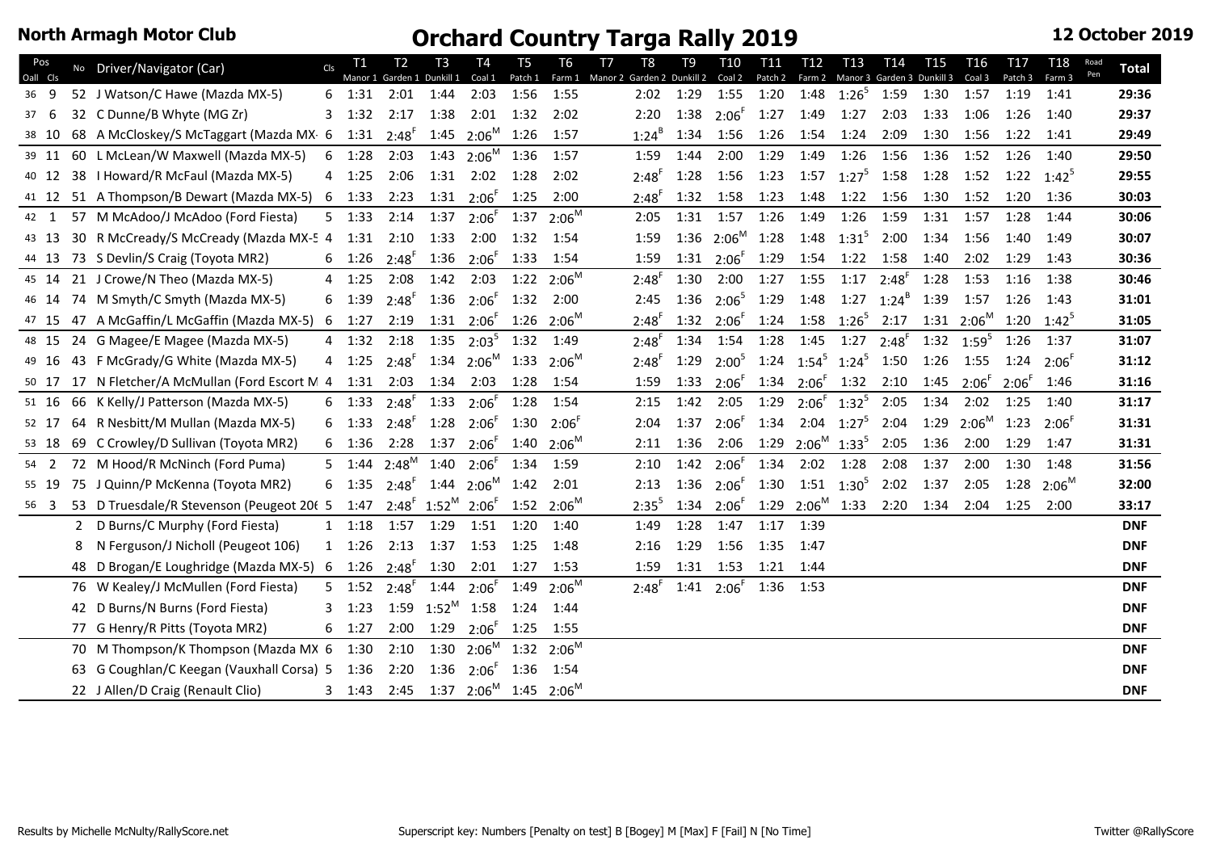North Armagh Motor Club

# Orchard Country Targa Rally 2019

12 October 2019

| Pos Oall | Pos Cls | No | Driver/Navigator (Car) | Cls | T1 Manor 1 | T2 Garden 1 | T3 Dunkill 1 | T4 Coal 1 | T5 Patch 1 | T6 Farm 1 | T7 Manor 2 | T8 Garden 2 | T9 Dunkill 2 | T10 Coal 2 | T11 Patch 2 | T12 Farm 2 | T13 Manor 3 | T14 Garden 3 | T15 Dunkill 3 | T16 Coal 3 | T17 Patch 3 | T18 Farm 3 | Road Pen | Total |
|---|---|---|---|---|---|---|---|---|---|---|---|---|---|---|---|---|---|---|---|---|---|---|---|---|
| 36 | 9 | 52 | J Watson/C Hawe (Mazda MX-5) | 6 | 1:31 | 2:01 | 1:44 | 2:03 | 1:56 | 1:55 | | 2:02 | 1:29 | 1:55 | 1:20 | 1:48 | 1:26 [5] | 1:59 | 1:30 | 1:57 | 1:19 | 1:41 | | 29:36 |
| 37 | 6 | 32 | C Dunne/B Whyte (MG Zr) | 3 | 1:32 | 2:17 | 1:38 | 2:01 | 1:32 | 2:02 | | 2:20 | 1:38 | 2:06 [F] | 1:27 | 1:49 | 1:27 | 2:03 | 1:33 | 1:06 | 1:26 | 1:40 | | 29:37 |
| 38 | 10 | 68 | A McCloskey/S McTaggart (Mazda MX- | 6 | 1:31 | 2:48 [F] | 1:45 | 2:06 [M] | 1:26 | 1:57 | | 1:24 [B] | 1:34 | 1:56 | 1:26 | 1:54 | 1:24 | 2:09 | 1:30 | 1:56 | 1:22 | 1:41 | | 29:49 |
| 39 | 11 | 60 | L McLean/W Maxwell (Mazda MX-5) | 6 | 1:28 | 2:03 | 1:43 | 2:06 [M] | 1:36 | 1:57 | | 1:59 | 1:44 | 2:00 | 1:29 | 1:49 | 1:26 | 1:56 | 1:36 | 1:52 | 1:26 | 1:40 | | 29:50 |
| 40 | 12 | 38 | I Howard/R McFaul (Mazda MX-5) | 4 | 1:25 | 2:06 | 1:31 | 2:02 | 1:28 | 2:02 | | 2:48 [F] | 1:28 | 1:56 | 1:23 | 1:57 | 1:27 [5] | 1:58 | 1:28 | 1:52 | 1:22 | 1:42 [5] | | 29:55 |
| 41 | 12 | 51 | A Thompson/B Dewart (Mazda MX-5) | 6 | 1:33 | 2:23 | 1:31 | 2:06 [F] | 1:25 | 2:00 | | 2:48 [F] | 1:32 | 1:58 | 1:23 | 1:48 | 1:22 | 1:56 | 1:30 | 1:52 | 1:20 | 1:36 | | 30:03 |
| 42 | 1 | 57 | M McAdoo/J McAdoo (Ford Fiesta) | 5 | 1:33 | 2:14 | 1:37 | 2:06 [F] | 1:37 | 2:06 [M] | | 2:05 | 1:31 | 1:57 | 1:26 | 1:49 | 1:26 | 1:59 | 1:31 | 1:57 | 1:28 | 1:44 | | 30:06 |
| 43 | 13 | 30 | R McCready/S McCready (Mazda MX-5 | 4 | 1:31 | 2:10 | 1:33 | 2:00 | 1:32 | 1:54 | | 1:59 | 1:36 | 2:06 [M] | 1:28 | 1:48 | 1:31 [5] | 2:00 | 1:34 | 1:56 | 1:40 | 1:49 | | 30:07 |
| 44 | 13 | 73 | S Devlin/S Craig (Toyota MR2) | 6 | 1:26 | 2:48 [F] | 1:36 | 2:06 [F] | 1:33 | 1:54 | | 1:59 | 1:31 | 2:06 [F] | 1:29 | 1:54 | 1:22 | 1:58 | 1:40 | 2:02 | 1:29 | 1:43 | | 30:36 |
| 45 | 14 | 21 | J Crowe/N Theo (Mazda MX-5) | 4 | 1:25 | 2:08 | 1:42 | 2:03 | 1:22 | 2:06 [M] | | 2:48 [F] | 1:30 | 2:00 | 1:27 | 1:55 | 1:17 | 2:48 [F] | 1:28 | 1:53 | 1:16 | 1:38 | | 30:46 |
| 46 | 14 | 74 | M Smyth/C Smyth (Mazda MX-5) | 6 | 1:39 | 2:48 [F] | 1:36 | 2:06 [F] | 1:32 | 2:00 | | 2:45 | 1:36 | 2:06 [5] | 1:29 | 1:48 | 1:27 | 1:24 [B] | 1:39 | 1:57 | 1:26 | 1:43 | | 31:01 |
| 47 | 15 | 47 | A McGaffin/L McGaffin (Mazda MX-5) | 6 | 1:27 | 2:19 | 1:31 | 2:06 [F] | 1:26 | 2:06 [M] | | 2:48 [F] | 1:32 | 2:06 [F] | 1:24 | 1:58 | 1:26 [5] | 2:17 | 1:31 | 2:06 [M] | 1:20 | 1:42 [5] | | 31:05 |
| 48 | 15 | 24 | G Magee/E Magee (Mazda MX-5) | 4 | 1:32 | 2:18 | 1:35 | 2:03 [5] | 1:32 | 1:49 | | 2:48 [F] | 1:34 | 1:54 | 1:28 | 1:45 | 1:27 | 2:48 [F] | 1:32 | 1:59 [5] | 1:26 | 1:37 | | 31:07 |
| 49 | 16 | 43 | F McGrady/G White (Mazda MX-5) | 4 | 1:25 | 2:48 [F] | 1:34 | 2:06 [M] | 1:33 | 2:06 [M] | | 2:48 [F] | 1:29 | 2:00 [5] | 1:24 | 1:54 [5] | 1:24 [5] | 1:50 | 1:26 | 1:55 | 1:24 | 2:06 [F] | | 31:12 |
| 50 | 17 | 17 | N Fletcher/A McMullan (Ford Escort M | 4 | 1:31 | 2:03 | 1:34 | 2:03 | 1:28 | 1:54 | | 1:59 | 1:33 | 2:06 [F] | 1:34 | 2:06 [F] | 1:32 | 2:10 | 1:45 | 2:06 [F] | 2:06 [F] | 1:46 | | 31:16 |
| 51 | 16 | 66 | K Kelly/J Patterson (Mazda MX-5) | 6 | 1:33 | 2:48 [F] | 1:33 | 2:06 [F] | 1:28 | 1:54 | | 2:15 | 1:42 | 2:05 | 1:29 | 2:06 [F] | 1:32 [5] | 2:05 | 1:34 | 2:02 | 1:25 | 1:40 | | 31:17 |
| 52 | 17 | 64 | R Nesbitt/M Mullan (Mazda MX-5) | 6 | 1:33 | 2:48 [F] | 1:28 | 2:06 [F] | 1:30 | 2:06 [F] | | 2:04 | 1:37 | 2:06 [F] | 1:34 | 2:04 | 1:27 [5] | 2:04 | 1:29 | 2:06 [M] | 1:23 | 2:06 [F] | | 31:31 |
| 53 | 18 | 69 | C Crowley/D Sullivan (Toyota MR2) | 6 | 1:36 | 2:28 | 1:37 | 2:06 [F] | 1:40 | 2:06 [M] | | 2:11 | 1:36 | 2:06 | 1:29 | 2:06 [M] | 1:33 [5] | 2:05 | 1:36 | 2:00 | 1:29 | 1:47 | | 31:31 |
| 54 | 2 | 72 | M Hood/R McNinch (Ford Puma) | 5 | 1:44 | 2:48 [M] | 1:40 | 2:06 [F] | 1:34 | 1:59 | | 2:10 | 1:42 | 2:06 [F] | 1:34 | 2:02 | 1:28 | 2:08 | 1:37 | 2:00 | 1:30 | 1:48 | | 31:56 |
| 55 | 19 | 75 | J Quinn/P McKenna (Toyota MR2) | 6 | 1:35 | 2:48 [F] | 1:44 | 2:06 [M] | 1:42 | 2:01 | | 2:13 | 1:36 | 2:06 [F] | 1:30 | 1:51 | 1:30 [5] | 2:02 | 1:37 | 2:05 | 1:28 | 2:06 [M] | | 32:00 |
| 56 | 3 | 53 | D Truesdale/R Stevenson (Peugeot 206 | 5 | 1:47 | 2:48 [F] | 1:52 [M] | 2:06 [F] | 1:52 | 2:06 [M] | | 2:35 [5] | 1:34 | 2:06 [F] | 1:29 | 2:06 [M] | 1:33 | 2:20 | 1:34 | 2:04 | 1:25 | 2:00 | | 33:17 |
| | | 2 | D Burns/C Murphy (Ford Fiesta) | 1 | 1:18 | 1:57 | 1:29 | 1:51 | 1:20 | 1:40 | | 1:49 | 1:28 | 1:47 | 1:17 | 1:39 | | | | | | | | DNF |
| | | 8 | N Ferguson/J Nicholl (Peugeot 106) | 1 | 1:26 | 2:13 | 1:37 | 1:53 | 1:25 | 1:48 | | 2:16 | 1:29 | 1:56 | 1:35 | 1:47 | | | | | | | | DNF |
| | | 48 | D Brogan/E Loughridge (Mazda MX-5) | 6 | 1:26 | 2:48 [F] | 1:30 | 2:01 | 1:27 | 1:53 | | 1:59 | 1:31 | 1:53 | 1:21 | 1:44 | | | | | | | | DNF |
| | | 76 | W Kealey/J McMullen (Ford Fiesta) | 5 | 1:52 | 2:48 [F] | 1:44 | 2:06 [F] | 1:49 | 2:06 [M] | | 2:48 [F] | 1:41 | 2:06 [F] | 1:36 | 1:53 | | | | | | | | DNF |
| | | 42 | D Burns/N Burns (Ford Fiesta) | 3 | 1:23 | 1:59 | 1:52 [M] | 1:58 | 1:24 | 1:44 | | | | | | | | | | | | | | DNF |
| | | 77 | G Henry/R Pitts (Toyota MR2) | 6 | 1:27 | 2:00 | 1:29 | 2:06 [F] | 1:25 | 1:55 | | | | | | | | | | | | | | DNF |
| | | 70 | M Thompson/K Thompson (Mazda MX | 6 | 1:30 | 2:10 | 1:30 | 2:06 [M] | 1:32 | 2:06 [M] | | | | | | | | | | | | | | DNF |
| | | 63 | G Coughlan/C Keegan (Vauxhall Corsa) | 5 | 1:36 | 2:20 | 1:36 | 2:06 [F] | 1:36 | 1:54 | | | | | | | | | | | | | | DNF |
| | | 22 | J Allen/D Craig (Renault Clio) | 3 | 1:43 | 2:45 | 1:37 | 2:06 [M] | 1:45 | 2:06 [M] | | | | | | | | | | | | | | DNF |

Results by Michelle McNulty/RallyScore.net — Superscript key: Numbers [Penalty on test] B [Bogey] M [Max] F [Fail] N [No Time] — Twitter @RallyScore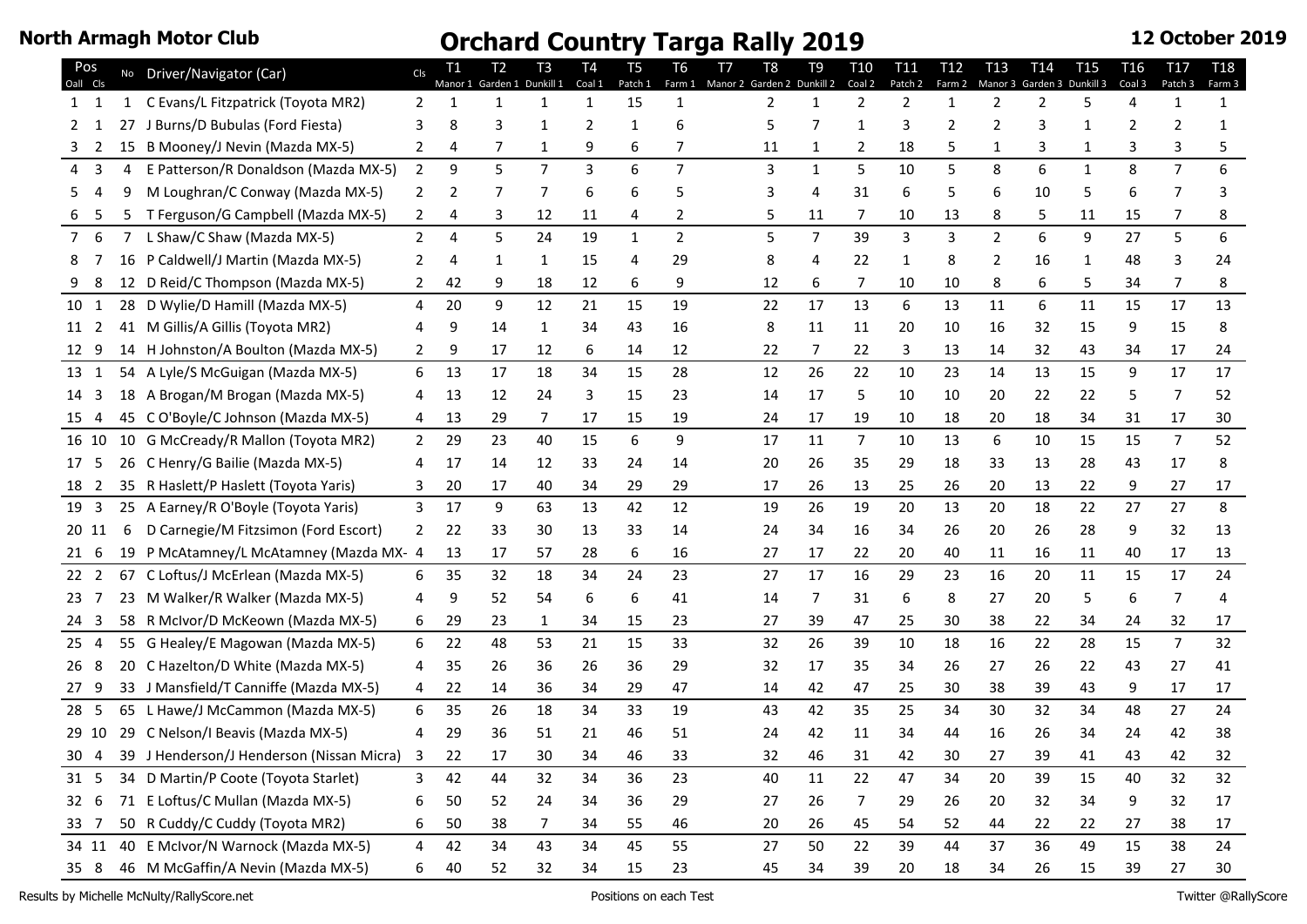**North Armagh Motor Club**

# Orchard Country Targa Rally 2019

**12 October 2019**

| Pos Oall | Pos Cls | No | Driver/Navigator (Car) | Cls | T1 Manor 1 | T2 Garden 1 | T3 Dunkill 1 | T4 Coal 1 | T5 Patch 1 | T6 Farm 1 | T7 Manor 2 | T8 Garden 2 | T9 Dunkill 2 | T10 Coal 2 | T11 Patch 2 | T12 Farm 2 | T13 Manor 3 | T14 Garden 3 | T15 Dunkill 3 | T16 Coal 3 | T17 Patch 3 | T18 Farm 3 |
|---|---|---|---|---|---|---|---|---|---|---|---|---|---|---|---|---|---|---|---|---|---|---|
| 1 | 1 | 1 | C Evans/L Fitzpatrick (Toyota MR2) | 2 | 1 | 1 | 1 | 1 | 15 | 1 | | 2 | 1 | 2 | 2 | 1 | 2 | 2 | 5 | 4 | 1 | 1 |
| 2 | 1 | 27 | J Burns/D Bubulas (Ford Fiesta) | 3 | 8 | 3 | 1 | 2 | 1 | 6 | | 5 | 7 | 1 | 3 | 2 | 2 | 3 | 1 | 2 | 2 | 1 |
| 3 | 2 | 15 | B Mooney/J Nevin (Mazda MX-5) | 2 | 4 | 7 | 1 | 9 | 6 | 7 | | 11 | 1 | 2 | 18 | 5 | 1 | 3 | 1 | 3 | 3 | 5 |
| 4 | 3 | 4 | E Patterson/R Donaldson (Mazda MX-5) | 2 | 9 | 5 | 7 | 3 | 6 | 7 | | 3 | 1 | 5 | 10 | 5 | 8 | 6 | 1 | 8 | 7 | 6 |
| 5 | 4 | 9 | M Loughran/C Conway (Mazda MX-5) | 2 | 2 | 7 | 7 | 6 | 6 | 5 | | 3 | 4 | 31 | 6 | 5 | 6 | 10 | 5 | 6 | 7 | 3 |
| 6 | 5 | 5 | T Ferguson/G Campbell (Mazda MX-5) | 2 | 4 | 3 | 12 | 11 | 4 | 2 | | 5 | 11 | 7 | 10 | 13 | 8 | 5 | 11 | 15 | 7 | 8 |
| 7 | 6 | 7 | L Shaw/C Shaw (Mazda MX-5) | 2 | 4 | 5 | 24 | 19 | 1 | 2 | | 5 | 7 | 39 | 3 | 3 | 2 | 6 | 9 | 27 | 5 | 6 |
| 8 | 7 | 16 | P Caldwell/J Martin (Mazda MX-5) | 2 | 4 | 1 | 1 | 15 | 4 | 29 | | 8 | 4 | 22 | 1 | 8 | 2 | 16 | 1 | 48 | 3 | 24 |
| 9 | 8 | 12 | D Reid/C Thompson (Mazda MX-5) | 2 | 42 | 9 | 18 | 12 | 6 | 9 | | 12 | 6 | 7 | 10 | 10 | 8 | 6 | 5 | 34 | 7 | 8 |
| 10 | 1 | 28 | D Wylie/D Hamill (Mazda MX-5) | 4 | 20 | 9 | 12 | 21 | 15 | 19 | | 22 | 17 | 13 | 6 | 13 | 11 | 6 | 11 | 15 | 17 | 13 |
| 11 | 2 | 41 | M Gillis/A Gillis (Toyota MR2) | 4 | 9 | 14 | 1 | 34 | 43 | 16 | | 8 | 11 | 11 | 20 | 10 | 16 | 32 | 15 | 9 | 15 | 8 |
| 12 | 9 | 14 | H Johnston/A Boulton (Mazda MX-5) | 2 | 9 | 17 | 12 | 6 | 14 | 12 | | 22 | 7 | 22 | 3 | 13 | 14 | 32 | 43 | 34 | 17 | 24 |
| 13 | 1 | 54 | A Lyle/S McGuigan (Mazda MX-5) | 6 | 13 | 17 | 18 | 34 | 15 | 28 | | 12 | 26 | 22 | 10 | 23 | 14 | 13 | 15 | 9 | 17 | 17 |
| 14 | 3 | 18 | A Brogan/M Brogan (Mazda MX-5) | 4 | 13 | 12 | 24 | 3 | 15 | 23 | | 14 | 17 | 5 | 10 | 10 | 20 | 22 | 22 | 5 | 7 | 52 |
| 15 | 4 | 45 | C O'Boyle/C Johnson (Mazda MX-5) | 4 | 13 | 29 | 7 | 17 | 15 | 19 | | 24 | 17 | 19 | 10 | 18 | 20 | 18 | 34 | 31 | 17 | 30 |
| 16 | 10 | 10 | G McCready/R Mallon (Toyota MR2) | 2 | 29 | 23 | 40 | 15 | 6 | 9 | | 17 | 11 | 7 | 10 | 13 | 6 | 10 | 15 | 15 | 7 | 52 |
| 17 | 5 | 26 | C Henry/G Bailie (Mazda MX-5) | 4 | 17 | 14 | 12 | 33 | 24 | 14 | | 20 | 26 | 35 | 29 | 18 | 33 | 13 | 28 | 43 | 17 | 8 |
| 18 | 2 | 35 | R Haslett/P Haslett (Toyota Yaris) | 3 | 20 | 17 | 40 | 34 | 29 | 29 | | 17 | 26 | 13 | 25 | 26 | 20 | 13 | 22 | 9 | 27 | 17 |
| 19 | 3 | 25 | A Earney/R O'Boyle (Toyota Yaris) | 3 | 17 | 9 | 63 | 13 | 42 | 12 | | 19 | 26 | 19 | 20 | 13 | 20 | 18 | 22 | 27 | 27 | 8 |
| 20 | 11 | 6 | D Carnegie/M Fitzsimon (Ford Escort) | 2 | 22 | 33 | 30 | 13 | 33 | 14 | | 24 | 34 | 16 | 34 | 26 | 20 | 26 | 28 | 9 | 32 | 13 |
| 21 | 6 | 19 | P McAtamney/L McAtamney (Mazda MX- | 4 | 13 | 17 | 57 | 28 | 6 | 16 | | 27 | 17 | 22 | 20 | 40 | 11 | 16 | 11 | 40 | 17 | 13 |
| 22 | 2 | 67 | C Loftus/J McErlean (Mazda MX-5) | 6 | 35 | 32 | 18 | 34 | 24 | 23 | | 27 | 17 | 16 | 29 | 23 | 16 | 20 | 11 | 15 | 17 | 24 |
| 23 | 7 | 23 | M Walker/R Walker (Mazda MX-5) | 4 | 9 | 52 | 54 | 6 | 6 | 41 | | 14 | 7 | 31 | 6 | 8 | 27 | 20 | 5 | 6 | 7 | 4 |
| 24 | 3 | 58 | R McIvor/D McKeown (Mazda MX-5) | 6 | 29 | 23 | 1 | 34 | 15 | 23 | | 27 | 39 | 47 | 25 | 30 | 38 | 22 | 34 | 24 | 32 | 17 |
| 25 | 4 | 55 | G Healey/E Magowan (Mazda MX-5) | 6 | 22 | 48 | 53 | 21 | 15 | 33 | | 32 | 26 | 39 | 10 | 18 | 16 | 22 | 28 | 15 | 7 | 32 |
| 26 | 8 | 20 | C Hazelton/D White (Mazda MX-5) | 4 | 35 | 26 | 36 | 26 | 36 | 29 | | 32 | 17 | 35 | 34 | 26 | 27 | 26 | 22 | 43 | 27 | 41 |
| 27 | 9 | 33 | J Mansfield/T Canniffe (Mazda MX-5) | 4 | 22 | 14 | 36 | 34 | 29 | 47 | | 14 | 42 | 47 | 25 | 30 | 38 | 39 | 43 | 9 | 17 | 17 |
| 28 | 5 | 65 | L Hawe/J McCammon (Mazda MX-5) | 6 | 35 | 26 | 18 | 34 | 33 | 19 | | 43 | 42 | 35 | 25 | 34 | 30 | 32 | 34 | 48 | 27 | 24 |
| 29 | 10 | 29 | C Nelson/I Beavis (Mazda MX-5) | 4 | 29 | 36 | 51 | 21 | 46 | 51 | | 24 | 42 | 11 | 34 | 44 | 16 | 26 | 34 | 24 | 42 | 38 |
| 30 | 4 | 39 | J Henderson/J Henderson (Nissan Micra) | 3 | 22 | 17 | 30 | 34 | 46 | 33 | | 32 | 46 | 31 | 42 | 30 | 27 | 39 | 41 | 43 | 42 | 32 |
| 31 | 5 | 34 | D Martin/P Coote (Toyota Starlet) | 3 | 42 | 44 | 32 | 34 | 36 | 23 | | 40 | 11 | 22 | 47 | 34 | 20 | 39 | 15 | 40 | 32 | 32 |
| 32 | 6 | 71 | E Loftus/C Mullan (Mazda MX-5) | 6 | 50 | 52 | 24 | 34 | 36 | 29 | | 27 | 26 | 7 | 29 | 26 | 20 | 32 | 34 | 9 | 32 | 17 |
| 33 | 7 | 50 | R Cuddy/C Cuddy (Toyota MR2) | 6 | 50 | 38 | 7 | 34 | 55 | 46 | | 20 | 26 | 45 | 54 | 52 | 44 | 22 | 22 | 27 | 38 | 17 |
| 34 | 11 | 40 | E McIvor/N Warnock (Mazda MX-5) | 4 | 42 | 34 | 43 | 34 | 45 | 55 | | 27 | 50 | 22 | 39 | 44 | 37 | 36 | 49 | 15 | 38 | 24 |
| 35 | 8 | 46 | M McGaffin/A Nevin (Mazda MX-5) | 6 | 40 | 52 | 32 | 34 | 15 | 23 | | 45 | 34 | 39 | 20 | 18 | 34 | 26 | 15 | 39 | 27 | 30 |

Results by Michelle McNulty/RallyScore.net — Positions on each Test — Twitter @RallyScore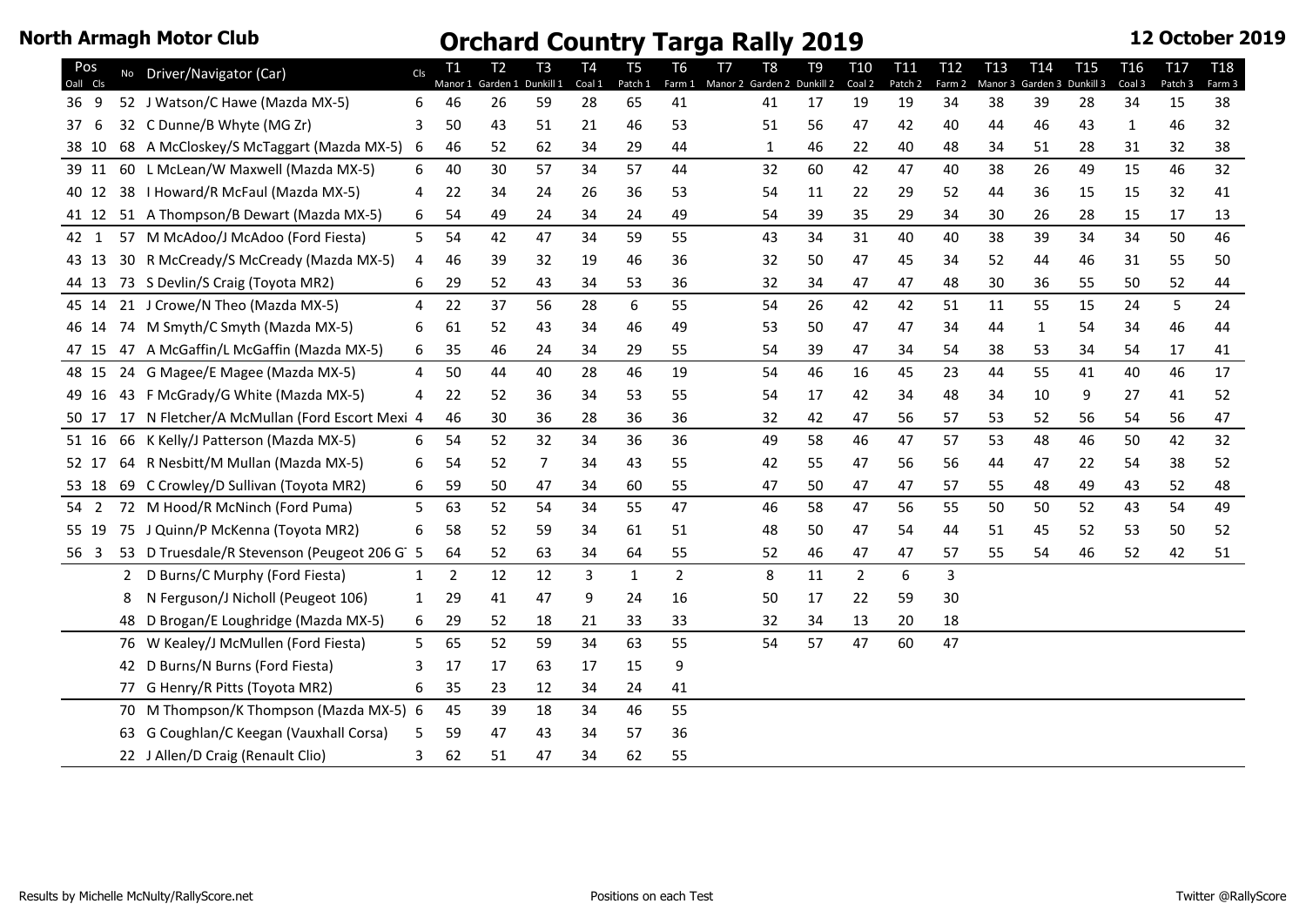**North Armagh Motor Club**

# Orchard Country Targa Rally 2019

**12 October 2019**

| Pos Oall | Pos Cls | No | Driver/Navigator (Car) | Cls | T1 Manor 1 | T2 Garden 1 | T3 Dunkill 1 | T4 Coal 1 | T5 Patch 1 | T6 Farm 1 | T7 Manor 2 | T8 Garden 2 | T9 Dunkill 2 | T10 Coal 2 | T11 Patch 2 | T12 Farm 2 | T13 Manor 3 | T14 Garden 3 | T15 Dunkill 3 | T16 Coal 3 | T17 Patch 3 | T18 Farm 3 |
|---|---|---|---|---|---|---|---|---|---|---|---|---|---|---|---|---|---|---|---|---|---|---|
| 36 | 9 | 52 | J Watson/C Hawe (Mazda MX-5) | 6 | 46 | 26 | 59 | 28 | 65 | 41 | | 41 | 17 | 19 | 19 | 34 | 38 | 39 | 28 | 34 | 15 | 38 |
| 37 | 6 | 32 | C Dunne/B Whyte (MG Zr) | 3 | 50 | 43 | 51 | 21 | 46 | 53 | | 51 | 56 | 47 | 42 | 40 | 44 | 46 | 43 | 1 | 46 | 32 |
| 38 | 10 | 68 | A McCloskey/S McTaggart (Mazda MX-5) | 6 | 46 | 52 | 62 | 34 | 29 | 44 | | 1 | 46 | 22 | 40 | 48 | 34 | 51 | 28 | 31 | 32 | 38 |
| 39 | 11 | 60 | L McLean/W Maxwell (Mazda MX-5) | 6 | 40 | 30 | 57 | 34 | 57 | 44 | | 32 | 60 | 42 | 47 | 40 | 38 | 26 | 49 | 15 | 46 | 32 |
| 40 | 12 | 38 | I Howard/R McFaul (Mazda MX-5) | 4 | 22 | 34 | 24 | 26 | 36 | 53 | | 54 | 11 | 22 | 29 | 52 | 44 | 36 | 15 | 15 | 32 | 41 |
| 41 | 12 | 51 | A Thompson/B Dewart (Mazda MX-5) | 6 | 54 | 49 | 24 | 34 | 24 | 49 | | 54 | 39 | 35 | 29 | 34 | 30 | 26 | 28 | 15 | 17 | 13 |
| 42 | 1 | 57 | M McAdoo/J McAdoo (Ford Fiesta) | 5 | 54 | 42 | 47 | 34 | 59 | 55 | | 43 | 34 | 31 | 40 | 40 | 38 | 39 | 34 | 34 | 50 | 46 |
| 43 | 13 | 30 | R McCready/S McCready (Mazda MX-5) | 4 | 46 | 39 | 32 | 19 | 46 | 36 | | 32 | 50 | 47 | 45 | 34 | 52 | 44 | 46 | 31 | 55 | 50 |
| 44 | 13 | 73 | S Devlin/S Craig (Toyota MR2) | 6 | 29 | 52 | 43 | 34 | 53 | 36 | | 32 | 34 | 47 | 47 | 48 | 30 | 36 | 55 | 50 | 52 | 44 |
| 45 | 14 | 21 | J Crowe/N Theo (Mazda MX-5) | 4 | 22 | 37 | 56 | 28 | 6 | 55 | | 54 | 26 | 42 | 42 | 51 | 11 | 55 | 15 | 24 | 5 | 24 |
| 46 | 14 | 74 | M Smyth/C Smyth (Mazda MX-5) | 6 | 61 | 52 | 43 | 34 | 46 | 49 | | 53 | 50 | 47 | 47 | 34 | 44 | 1 | 54 | 34 | 46 | 44 |
| 47 | 15 | 47 | A McGaffin/L McGaffin (Mazda MX-5) | 6 | 35 | 46 | 24 | 34 | 29 | 55 | | 54 | 39 | 47 | 34 | 54 | 38 | 53 | 34 | 54 | 17 | 41 |
| 48 | 15 | 24 | G Magee/E Magee (Mazda MX-5) | 4 | 50 | 44 | 40 | 28 | 46 | 19 | | 54 | 46 | 16 | 45 | 23 | 44 | 55 | 41 | 40 | 46 | 17 |
| 49 | 16 | 43 | F McGrady/G White (Mazda MX-5) | 4 | 22 | 52 | 36 | 34 | 53 | 55 | | 54 | 17 | 42 | 34 | 48 | 34 | 10 | 9 | 27 | 41 | 52 |
| 50 | 17 | 17 | N Fletcher/A McMullan (Ford Escort Mexi | 4 | 46 | 30 | 36 | 28 | 36 | 36 | | 32 | 42 | 47 | 56 | 57 | 53 | 52 | 56 | 54 | 56 | 47 |
| 51 | 16 | 66 | K Kelly/J Patterson (Mazda MX-5) | 6 | 54 | 52 | 32 | 34 | 36 | 36 | | 49 | 58 | 46 | 47 | 57 | 53 | 48 | 46 | 50 | 42 | 32 |
| 52 | 17 | 64 | R Nesbitt/M Mullan (Mazda MX-5) | 6 | 54 | 52 | 7 | 34 | 43 | 55 | | 42 | 55 | 47 | 56 | 56 | 44 | 47 | 22 | 54 | 38 | 52 |
| 53 | 18 | 69 | C Crowley/D Sullivan (Toyota MR2) | 6 | 59 | 50 | 47 | 34 | 60 | 55 | | 47 | 50 | 47 | 47 | 57 | 55 | 48 | 49 | 43 | 52 | 48 |
| 54 | 2 | 72 | M Hood/R McNinch (Ford Puma) | 5 | 63 | 52 | 54 | 34 | 55 | 47 | | 46 | 58 | 47 | 56 | 55 | 50 | 50 | 52 | 43 | 54 | 49 |
| 55 | 19 | 75 | J Quinn/P McKenna (Toyota MR2) | 6 | 58 | 52 | 59 | 34 | 61 | 51 | | 48 | 50 | 47 | 54 | 44 | 51 | 45 | 52 | 53 | 50 | 52 |
| 56 | 3 | 53 | D Truesdale/R Stevenson (Peugeot 206 G | 5 | 64 | 52 | 63 | 34 | 64 | 55 | | 52 | 46 | 47 | 47 | 57 | 55 | 54 | 46 | 52 | 42 | 51 |
| | | 2 | D Burns/C Murphy (Ford Fiesta) | 1 | 2 | 12 | 12 | 3 | 1 | 2 | | 8 | 11 | 2 | 6 | 3 | | | | | | |
| | | 8 | N Ferguson/J Nicholl (Peugeot 106) | 1 | 29 | 41 | 47 | 9 | 24 | 16 | | 50 | 17 | 22 | 59 | 30 | | | | | | |
| | | 48 | D Brogan/E Loughridge (Mazda MX-5) | 6 | 29 | 52 | 18 | 21 | 33 | 33 | | 32 | 34 | 13 | 20 | 18 | | | | | | |
| | | 76 | W Kealey/J McMullen (Ford Fiesta) | 5 | 65 | 52 | 59 | 34 | 63 | 55 | | 54 | 57 | 47 | 60 | 47 | | | | | | |
| | | 42 | D Burns/N Burns (Ford Fiesta) | 3 | 17 | 17 | 63 | 17 | 15 | 9 | | | | | | | | | | | | |
| | | 77 | G Henry/R Pitts (Toyota MR2) | 6 | 35 | 23 | 12 | 34 | 24 | 41 | | | | | | | | | | | | |
| | | 70 | M Thompson/K Thompson (Mazda MX-5) | 6 | 45 | 39 | 18 | 34 | 46 | 55 | | | | | | | | | | | | |
| | | 63 | G Coughlan/C Keegan (Vauxhall Corsa) | 5 | 59 | 47 | 43 | 34 | 57 | 36 | | | | | | | | | | | | |
| | | 22 | J Allen/D Craig (Renault Clio) | 3 | 62 | 51 | 47 | 34 | 62 | 55 | | | | | | | | | | | | |

Results by Michelle McNulty/RallyScore.net — Positions on each Test — Twitter @RallyScore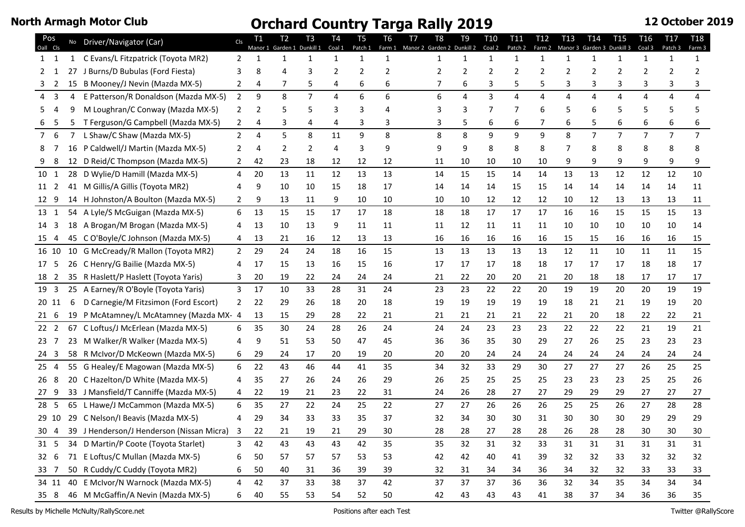**North Armagh Motor Club**

# Orchard Country Targa Rally 2019

**12 October 2019**

| Pos Oall | Pos Cls | No | Driver/Navigator (Car) | Cls | T1 Manor 1 | T2 Garden 1 | T3 Dunkill 1 | T4 Coal 1 | T5 Patch 1 | T6 Farm 1 | T7 Manor 2 | T8 Garden 2 | T9 Dunkill 2 | T10 Coal 2 | T11 Patch 2 | T12 Farm 2 | T13 Manor 3 | T14 Garden 3 | T15 Dunkill 3 | T16 Coal 3 | T17 Patch 3 | T18 Farm 3 |
|---|---|---|---|---|---|---|---|---|---|---|---|---|---|---|---|---|---|---|---|---|---|---|
| 1 | 1 | 1 | C Evans/L Fitzpatrick (Toyota MR2) | 2 | 1 | 1 | 1 | 1 | 1 | 1 | | 1 | 1 | 1 | 1 | 1 | 1 | 1 | 1 | 1 | 1 | 1 |
| 2 | 1 | 27 | J Burns/D Bubulas (Ford Fiesta) | 3 | 8 | 4 | 3 | 2 | 2 | 2 | | 2 | 2 | 2 | 2 | 2 | 2 | 2 | 2 | 2 | 2 | 2 |
| 3 | 2 | 15 | B Mooney/J Nevin (Mazda MX-5) | 2 | 4 | 7 | 5 | 4 | 6 | 6 | | 7 | 6 | 3 | 5 | 5 | 3 | 3 | 3 | 3 | 3 | 3 |
| 4 | 3 | 4 | E Patterson/R Donaldson (Mazda MX-5) | 2 | 9 | 8 | 7 | 4 | 6 | 6 | | 6 | 4 | 3 | 4 | 4 | 4 | 4 | 4 | 4 | 4 | 4 |
| 5 | 4 | 9 | M Loughran/C Conway (Mazda MX-5) | 2 | 2 | 5 | 5 | 3 | 3 | 4 | | 3 | 3 | 7 | 7 | 6 | 5 | 6 | 5 | 5 | 5 | 5 |
| 6 | 5 | 5 | T Ferguson/G Campbell (Mazda MX-5) | 2 | 4 | 3 | 4 | 4 | 3 | 3 | | 3 | 5 | 6 | 6 | 7 | 6 | 5 | 6 | 6 | 6 | 6 |
| 7 | 6 | 7 | L Shaw/C Shaw (Mazda MX-5) | 2 | 4 | 5 | 8 | 11 | 9 | 8 | | 8 | 8 | 9 | 9 | 9 | 8 | 7 | 7 | 7 | 7 | 7 |
| 8 | 7 | 16 | P Caldwell/J Martin (Mazda MX-5) | 2 | 4 | 2 | 2 | 4 | 3 | 9 | | 9 | 9 | 8 | 8 | 8 | 7 | 8 | 8 | 8 | 8 | 8 |
| 9 | 8 | 12 | D Reid/C Thompson (Mazda MX-5) | 2 | 42 | 23 | 18 | 12 | 12 | 12 | | 11 | 10 | 10 | 10 | 10 | 9 | 9 | 9 | 9 | 9 | 9 |
| 10 | 1 | 28 | D Wylie/D Hamill (Mazda MX-5) | 4 | 20 | 13 | 11 | 12 | 13 | 13 | | 14 | 15 | 15 | 14 | 14 | 13 | 13 | 12 | 12 | 12 | 10 |
| 11 | 2 | 41 | M Gillis/A Gillis (Toyota MR2) | 4 | 9 | 10 | 10 | 15 | 18 | 17 | | 14 | 14 | 14 | 15 | 15 | 14 | 14 | 14 | 14 | 14 | 11 |
| 12 | 9 | 14 | H Johnston/A Boulton (Mazda MX-5) | 2 | 9 | 13 | 11 | 9 | 10 | 10 | | 10 | 10 | 12 | 12 | 12 | 10 | 12 | 13 | 13 | 13 | 11 |
| 13 | 1 | 54 | A Lyle/S McGuigan (Mazda MX-5) | 6 | 13 | 15 | 15 | 17 | 17 | 18 | | 18 | 18 | 17 | 17 | 17 | 16 | 16 | 15 | 15 | 15 | 13 |
| 14 | 3 | 18 | A Brogan/M Brogan (Mazda MX-5) | 4 | 13 | 10 | 13 | 9 | 11 | 11 | | 11 | 12 | 11 | 11 | 11 | 10 | 10 | 10 | 10 | 10 | 14 |
| 15 | 4 | 45 | C O'Boyle/C Johnson (Mazda MX-5) | 4 | 13 | 21 | 16 | 12 | 13 | 13 | | 16 | 16 | 16 | 16 | 16 | 15 | 15 | 16 | 16 | 16 | 15 |
| 16 | 10 | 10 | G McCready/R Mallon (Toyota MR2) | 2 | 29 | 24 | 24 | 18 | 16 | 15 | | 13 | 13 | 13 | 13 | 13 | 12 | 11 | 10 | 11 | 11 | 15 |
| 17 | 5 | 26 | C Henry/G Bailie (Mazda MX-5) | 4 | 17 | 15 | 13 | 16 | 15 | 16 | | 17 | 17 | 17 | 18 | 18 | 17 | 17 | 17 | 18 | 18 | 17 |
| 18 | 2 | 35 | R Haslett/P Haslett (Toyota Yaris) | 3 | 20 | 19 | 22 | 24 | 24 | 24 | | 21 | 22 | 20 | 20 | 21 | 20 | 18 | 18 | 17 | 17 | 17 |
| 19 | 3 | 25 | A Earney/R O'Boyle (Toyota Yaris) | 3 | 17 | 10 | 33 | 28 | 31 | 24 | | 23 | 23 | 22 | 22 | 20 | 19 | 19 | 20 | 20 | 19 | 19 |
| 20 | 11 | 6 | D Carnegie/M Fitzsimon (Ford Escort) | 2 | 22 | 29 | 26 | 18 | 20 | 18 | | 19 | 19 | 19 | 19 | 19 | 18 | 21 | 21 | 19 | 19 | 20 |
| 21 | 6 | 19 | P McAtamney/L McAtamney (Mazda MX- | 4 | 13 | 15 | 29 | 28 | 22 | 21 | | 21 | 21 | 21 | 21 | 22 | 21 | 20 | 18 | 22 | 22 | 21 |
| 22 | 2 | 67 | C Loftus/J McErlean (Mazda MX-5) | 6 | 35 | 30 | 24 | 28 | 26 | 24 | | 24 | 24 | 23 | 23 | 23 | 22 | 22 | 22 | 21 | 19 | 21 |
| 23 | 7 | 23 | M Walker/R Walker (Mazda MX-5) | 4 | 9 | 51 | 53 | 50 | 47 | 45 | | 36 | 36 | 35 | 30 | 29 | 27 | 26 | 25 | 23 | 23 | 23 |
| 24 | 3 | 58 | R McIvor/D McKeown (Mazda MX-5) | 6 | 29 | 24 | 17 | 20 | 19 | 20 | | 20 | 20 | 24 | 24 | 24 | 24 | 24 | 24 | 24 | 24 | 24 |
| 25 | 4 | 55 | G Healey/E Magowan (Mazda MX-5) | 6 | 22 | 43 | 46 | 44 | 41 | 35 | | 34 | 32 | 33 | 29 | 30 | 27 | 27 | 27 | 26 | 25 | 25 |
| 26 | 8 | 20 | C Hazelton/D White (Mazda MX-5) | 4 | 35 | 27 | 26 | 24 | 26 | 29 | | 26 | 25 | 25 | 25 | 25 | 23 | 23 | 23 | 25 | 25 | 26 |
| 27 | 9 | 33 | J Mansfield/T Canniffe (Mazda MX-5) | 4 | 22 | 19 | 21 | 23 | 22 | 31 | | 24 | 26 | 28 | 27 | 27 | 29 | 29 | 29 | 27 | 27 | 27 |
| 28 | 5 | 65 | L Hawe/J McCammon (Mazda MX-5) | 6 | 35 | 27 | 22 | 24 | 25 | 22 | | 27 | 27 | 26 | 26 | 26 | 25 | 25 | 26 | 27 | 28 | 28 |
| 29 | 10 | 29 | C Nelson/I Beavis (Mazda MX-5) | 4 | 29 | 34 | 33 | 33 | 35 | 37 | | 32 | 34 | 30 | 30 | 31 | 30 | 30 | 30 | 29 | 29 | 29 |
| 30 | 4 | 39 | J Henderson/J Henderson (Nissan Micra) | 3 | 22 | 21 | 19 | 21 | 29 | 30 | | 28 | 28 | 27 | 28 | 28 | 26 | 28 | 28 | 30 | 30 | 30 |
| 31 | 5 | 34 | D Martin/P Coote (Toyota Starlet) | 3 | 42 | 43 | 43 | 43 | 42 | 35 | | 35 | 32 | 31 | 32 | 33 | 31 | 31 | 31 | 31 | 31 | 31 |
| 32 | 6 | 71 | E Loftus/C Mullan (Mazda MX-5) | 6 | 50 | 57 | 57 | 57 | 53 | 53 | | 42 | 42 | 40 | 41 | 39 | 32 | 32 | 33 | 32 | 32 | 32 |
| 33 | 7 | 50 | R Cuddy/C Cuddy (Toyota MR2) | 6 | 50 | 40 | 31 | 36 | 39 | 39 | | 32 | 31 | 34 | 34 | 36 | 34 | 32 | 32 | 33 | 33 | 33 |
| 34 | 11 | 40 | E McIvor/N Warnock (Mazda MX-5) | 4 | 42 | 37 | 33 | 38 | 37 | 42 | | 37 | 37 | 37 | 36 | 36 | 32 | 34 | 35 | 34 | 34 | 34 |
| 35 | 8 | 46 | M McGaffin/A Nevin (Mazda MX-5) | 6 | 40 | 55 | 53 | 54 | 52 | 50 | | 42 | 43 | 43 | 43 | 41 | 38 | 37 | 34 | 36 | 36 | 35 |

Results by Michelle McNulty/RallyScore.net — Positions after each Test — Twitter @RallyScore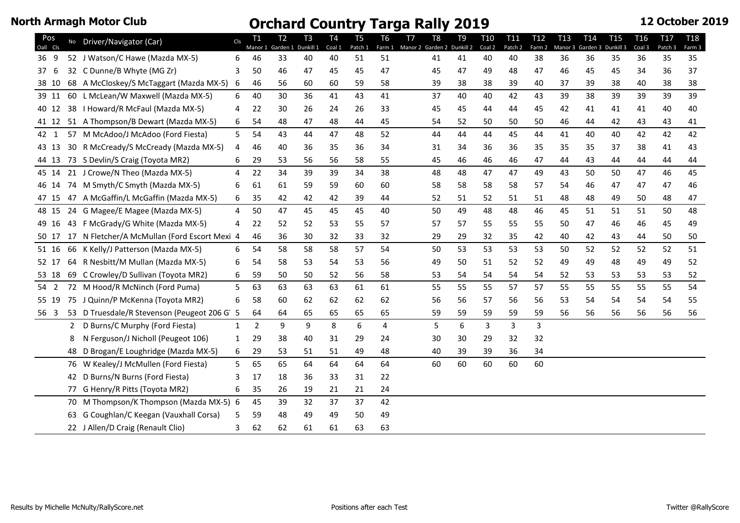**North Armagh Motor Club**

# Orchard Country Targa Rally 2019

**12 October 2019**

| Pos Oall | Pos Cls | No | Driver/Navigator (Car) | Cls | T1 Manor 1 | T2 Garden 1 | T3 Dunkill 1 | T4 Coal 1 | T5 Patch 1 | T6 Farm 1 | T7 Manor 2 | T8 Garden 2 | T9 Dunkill 2 | T10 Coal 2 | T11 Patch 2 | T12 Farm 2 | T13 Manor 3 | T14 Garden 3 | T15 Dunkill 3 | T16 Coal 3 | T17 Patch 3 | T18 Farm 3 |
|---|---|---|---|---|---|---|---|---|---|---|---|---|---|---|---|---|---|---|---|---|---|---|
| 36 | 9 | 52 | J Watson/C Hawe (Mazda MX-5) | 6 | 46 | 33 | 40 | 40 | 51 | 51 | | 41 | 41 | 40 | 40 | 38 | 36 | 36 | 35 | 36 | 35 | 35 |
| 37 | 6 | 32 | C Dunne/B Whyte (MG Zr) | 3 | 50 | 46 | 47 | 45 | 45 | 47 | | 45 | 47 | 49 | 48 | 47 | 46 | 45 | 45 | 34 | 36 | 37 |
| 38 | 10 | 68 | A McCloskey/S McTaggart (Mazda MX-5) | 6 | 46 | 56 | 60 | 60 | 59 | 58 | | 39 | 38 | 38 | 39 | 40 | 37 | 39 | 38 | 40 | 38 | 38 |
| 39 | 11 | 60 | L McLean/W Maxwell (Mazda MX-5) | 6 | 40 | 30 | 36 | 41 | 43 | 41 | | 37 | 40 | 40 | 42 | 43 | 39 | 38 | 39 | 39 | 39 | 39 |
| 40 | 12 | 38 | I Howard/R McFaul (Mazda MX-5) | 4 | 22 | 30 | 26 | 24 | 26 | 33 | | 45 | 45 | 44 | 44 | 45 | 42 | 41 | 41 | 41 | 40 | 40 |
| 41 | 12 | 51 | A Thompson/B Dewart (Mazda MX-5) | 6 | 54 | 48 | 47 | 48 | 44 | 45 | | 54 | 52 | 50 | 50 | 50 | 46 | 44 | 42 | 43 | 43 | 41 |
| 42 | 1 | 57 | M McAdoo/J McAdoo (Ford Fiesta) | 5 | 54 | 43 | 44 | 47 | 48 | 52 | | 44 | 44 | 44 | 45 | 44 | 41 | 40 | 40 | 42 | 42 | 42 |
| 43 | 13 | 30 | R McCready/S McCready (Mazda MX-5) | 4 | 46 | 40 | 36 | 35 | 36 | 34 | | 31 | 34 | 36 | 36 | 35 | 35 | 35 | 37 | 38 | 41 | 43 |
| 44 | 13 | 73 | S Devlin/S Craig (Toyota MR2) | 6 | 29 | 53 | 56 | 56 | 58 | 55 | | 45 | 46 | 46 | 46 | 47 | 44 | 43 | 44 | 44 | 44 | 44 |
| 45 | 14 | 21 | J Crowe/N Theo (Mazda MX-5) | 4 | 22 | 34 | 39 | 39 | 34 | 38 | | 48 | 48 | 47 | 47 | 49 | 43 | 50 | 50 | 47 | 46 | 45 |
| 46 | 14 | 74 | M Smyth/C Smyth (Mazda MX-5) | 6 | 61 | 61 | 59 | 59 | 60 | 60 | | 58 | 58 | 58 | 58 | 57 | 54 | 46 | 47 | 47 | 47 | 46 |
| 47 | 15 | 47 | A McGaffin/L McGaffin (Mazda MX-5) | 6 | 35 | 42 | 42 | 42 | 39 | 44 | | 52 | 51 | 52 | 51 | 51 | 48 | 48 | 49 | 50 | 48 | 47 |
| 48 | 15 | 24 | G Magee/E Magee (Mazda MX-5) | 4 | 50 | 47 | 45 | 45 | 45 | 40 | | 50 | 49 | 48 | 48 | 46 | 45 | 51 | 51 | 51 | 50 | 48 |
| 49 | 16 | 43 | F McGrady/G White (Mazda MX-5) | 4 | 22 | 52 | 52 | 53 | 55 | 57 | | 57 | 57 | 55 | 55 | 55 | 50 | 47 | 46 | 46 | 45 | 49 |
| 50 | 17 | 17 | N Fletcher/A McMullan (Ford Escort Mexi | 4 | 46 | 36 | 30 | 32 | 33 | 32 | | 29 | 29 | 32 | 35 | 42 | 40 | 42 | 43 | 44 | 50 | 50 |
| 51 | 16 | 66 | K Kelly/J Patterson (Mazda MX-5) | 6 | 54 | 58 | 58 | 58 | 57 | 54 | | 50 | 53 | 53 | 53 | 53 | 50 | 52 | 52 | 52 | 52 | 51 |
| 52 | 17 | 64 | R Nesbitt/M Mullan (Mazda MX-5) | 6 | 54 | 58 | 53 | 54 | 53 | 56 | | 49 | 50 | 51 | 52 | 52 | 49 | 49 | 48 | 49 | 49 | 52 |
| 53 | 18 | 69 | C Crowley/D Sullivan (Toyota MR2) | 6 | 59 | 50 | 50 | 52 | 56 | 58 | | 53 | 54 | 54 | 54 | 54 | 52 | 53 | 53 | 53 | 53 | 52 |
| 54 | 2 | 72 | M Hood/R McNinch (Ford Puma) | 5 | 63 | 63 | 63 | 63 | 61 | 61 | | 55 | 55 | 55 | 57 | 57 | 55 | 55 | 55 | 55 | 55 | 54 |
| 55 | 19 | 75 | J Quinn/P McKenna (Toyota MR2) | 6 | 58 | 60 | 62 | 62 | 62 | 62 | | 56 | 56 | 57 | 56 | 56 | 53 | 54 | 54 | 54 | 54 | 55 |
| 56 | 3 | 53 | D Truesdale/R Stevenson (Peugeot 206 G | 5 | 64 | 64 | 65 | 65 | 65 | 65 | | 59 | 59 | 59 | 59 | 59 | 56 | 56 | 56 | 56 | 56 | 56 |
| | | 2 | D Burns/C Murphy (Ford Fiesta) | 1 | 2 | 9 | 9 | 8 | 6 | 4 | | 5 | 6 | 3 | 3 | 3 | | | | | | |
| | | 8 | N Ferguson/J Nicholl (Peugeot 106) | 1 | 29 | 38 | 40 | 31 | 29 | 24 | | 30 | 30 | 29 | 32 | 32 | | | | | | |
| | | 48 | D Brogan/E Loughridge (Mazda MX-5) | 6 | 29 | 53 | 51 | 51 | 49 | 48 | | 40 | 39 | 39 | 36 | 34 | | | | | | |
| | | 76 | W Kealey/J McMullen (Ford Fiesta) | 5 | 65 | 65 | 64 | 64 | 64 | 64 | | 60 | 60 | 60 | 60 | 60 | | | | | | |
| | | 42 | D Burns/N Burns (Ford Fiesta) | 3 | 17 | 18 | 36 | 33 | 31 | 22 | | | | | | | | | | | | |
| | | 77 | G Henry/R Pitts (Toyota MR2) | 6 | 35 | 26 | 19 | 21 | 21 | 24 | | | | | | | | | | | | |
| | | 70 | M Thompson/K Thompson (Mazda MX-5) | 6 | 45 | 39 | 32 | 37 | 37 | 42 | | | | | | | | | | | | |
| | | 63 | G Coughlan/C Keegan (Vauxhall Corsa) | 5 | 59 | 48 | 49 | 49 | 50 | 49 | | | | | | | | | | | | |
| | | 22 | J Allen/D Craig (Renault Clio) | 3 | 62 | 62 | 61 | 61 | 63 | 63 | | | | | | | | | | | | |

Results by Michelle McNulty/RallyScore.net

Positions after each Test

Twitter @RallyScore